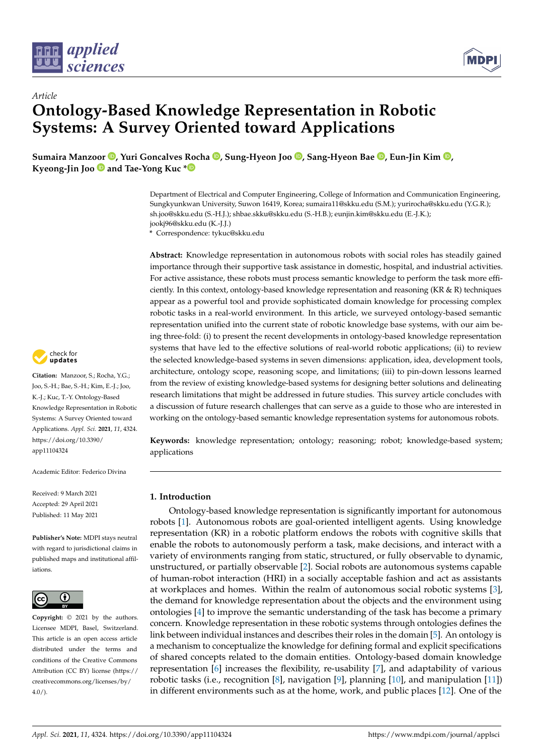*Article*

# Ontology-Based Knowledge Representation in Robotic Systems: A Survey Oriented toward Applications

**Sumaira Manzoor, Yuri Goncalves Rocha, Sung-Hyeon Joo, Sang-Hyeon Bae, Eun-Jin Kim, Kyeong-Jin Joo and Tae-Yong Kuc ***

Department of Electrical and Computer Engineering, College of Information and Communication Engineering, Sungkyunkwan University, Suwon 16419, Korea; sumaira11@skku.edu (S.M.); yurirocha@skku.edu (Y.G.R.); sh.joo@skku.edu (S.-H.J.); shbae.skku@skku.edu (S.-H.B.); eunjin.kim@skku.edu (E.-J.K.); jookj96@skku.edu (K.-J.J.)

\* Correspondence: tykuc@skku.edu

**Abstract:** Knowledge representation in autonomous robots with social roles has steadily gained importance through their supportive task assistance in domestic, hospital, and industrial activities. For active assistance, these robots must process semantic knowledge to perform the task more efficiently. In this context, ontology-based knowledge representation and reasoning (KR & R) techniques appear as a powerful tool and provide sophisticated domain knowledge for processing complex robotic tasks in a real-world environment. In this article, we surveyed ontology-based semantic representation unified into the current state of robotic knowledge base systems, with our aim being three-fold: (i) to present the recent developments in ontology-based knowledge representation systems that have led to the effective solutions of real-world robotic applications; (ii) to review the selected knowledge-based systems in seven dimensions: application, idea, development tools, architecture, ontology scope, reasoning scope, and limitations; (iii) to pin-down lessons learned from the review of existing knowledge-based systems for designing better solutions and delineating research limitations that might be addressed in future studies. This survey article concludes with a discussion of future research challenges that can serve as a guide to those who are interested in working on the ontology-based semantic knowledge representation systems for autonomous robots.

**Keywords:** knowledge representation; ontology; reasoning; robot; knowledge-based system; applications

**Citation:** Manzoor, S.; Rocha, Y.G.; Joo, S.-H.; Bae, S.-H.; Kim, E.-J.; Joo, K.-J.; Kuc, T.-Y. Ontology-Based Knowledge Representation in Robotic Systems: A Survey Oriented toward Applications. *Appl. Sci.* **2021**, *11*, 4324. https://doi.org/10.3390/app11104324

Academic Editor: Federico Divina

Received: 9 March 2021
Accepted: 29 April 2021
Published: 11 May 2021

**Publisher's Note:** MDPI stays neutral with regard to jurisdictional claims in published maps and institutional affiliations.

**Copyright:** © 2021 by the authors. Licensee MDPI, Basel, Switzerland. This article is an open access article distributed under the terms and conditions of the Creative Commons Attribution (CC BY) license (https://creativecommons.org/licenses/by/4.0/).

## 1. Introduction

Ontology-based knowledge representation is significantly important for autonomous robots [1]. Autonomous robots are goal-oriented intelligent agents. Using knowledge representation (KR) in a robotic platform endows the robots with cognitive skills that enable the robots to autonomously perform a task, make decisions, and interact with a variety of environments ranging from static, structured, or fully observable to dynamic, unstructured, or partially observable [2]. Social robots are autonomous systems capable of human-robot interaction (HRI) in a socially acceptable fashion and act as assistants at workplaces and homes. Within the realm of autonomous social robotic systems [3], the demand for knowledge representation about the objects and the environment using ontologies [4] to improve the semantic understanding of the task has become a primary concern. Knowledge representation in these robotic systems through ontologies defines the link between individual instances and describes their roles in the domain [5]. An ontology is a mechanism to conceptualize the knowledge for defining formal and explicit specifications of shared concepts related to the domain entities. Ontology-based domain knowledge representation [6] increases the flexibility, re-usability [7], and adaptability of various robotic tasks (i.e., recognition [8], navigation [9], planning [10], and manipulation [11]) in different environments such as at the home, work, and public places [12]. One of the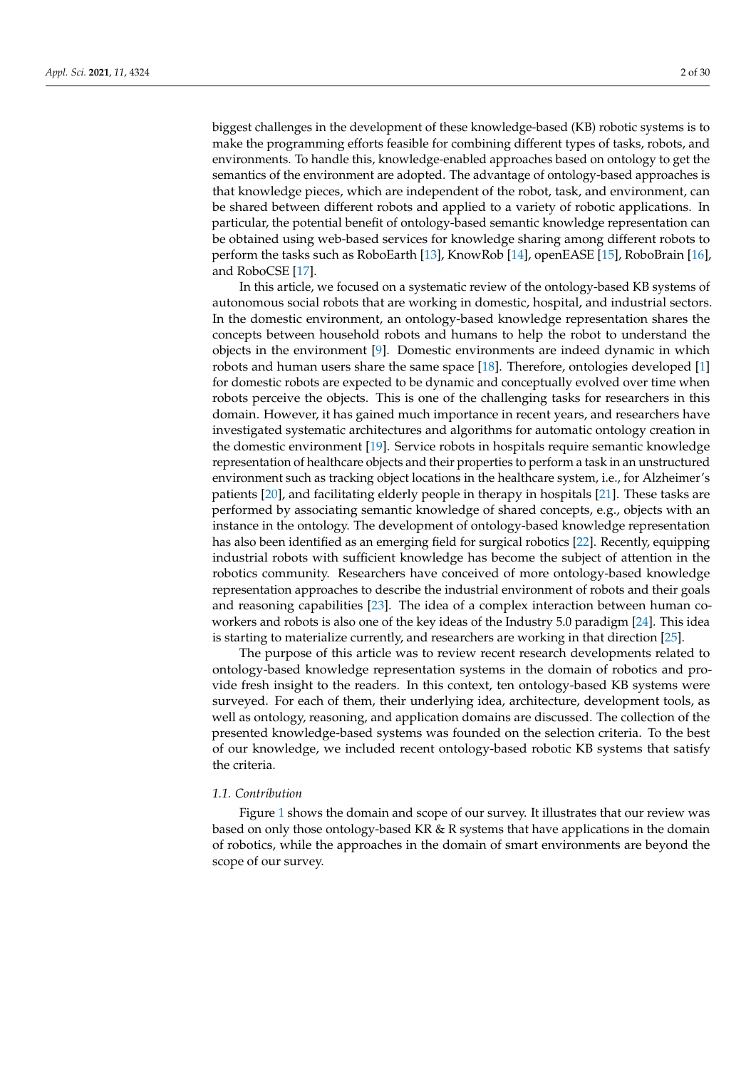biggest challenges in the development of these knowledge-based (KB) robotic systems is to make the programming efforts feasible for combining different types of tasks, robots, and environments. To handle this, knowledge-enabled approaches based on ontology to get the semantics of the environment are adopted. The advantage of ontology-based approaches is that knowledge pieces, which are independent of the robot, task, and environment, can be shared between different robots and applied to a variety of robotic applications. In particular, the potential benefit of ontology-based semantic knowledge representation can be obtained using web-based services for knowledge sharing among different robots to perform the tasks such as RoboEarth [13], KnowRob [14], openEASE [15], RoboBrain [16], and RoboCSE [17].

In this article, we focused on a systematic review of the ontology-based KB systems of autonomous social robots that are working in domestic, hospital, and industrial sectors. In the domestic environment, an ontology-based knowledge representation shares the concepts between household robots and humans to help the robot to understand the objects in the environment [9]. Domestic environments are indeed dynamic in which robots and human users share the same space [18]. Therefore, ontologies developed [1] for domestic robots are expected to be dynamic and conceptually evolved over time when robots perceive the objects. This is one of the challenging tasks for researchers in this domain. However, it has gained much importance in recent years, and researchers have investigated systematic architectures and algorithms for automatic ontology creation in the domestic environment [19]. Service robots in hospitals require semantic knowledge representation of healthcare objects and their properties to perform a task in an unstructured environment such as tracking object locations in the healthcare system, i.e., for Alzheimer's patients [20], and facilitating elderly people in therapy in hospitals [21]. These tasks are performed by associating semantic knowledge of shared concepts, e.g., objects with an instance in the ontology. The development of ontology-based knowledge representation has also been identified as an emerging field for surgical robotics [22]. Recently, equipping industrial robots with sufficient knowledge has become the subject of attention in the robotics community. Researchers have conceived of more ontology-based knowledge representation approaches to describe the industrial environment of robots and their goals and reasoning capabilities [23]. The idea of a complex interaction between human co-workers and robots is also one of the key ideas of the Industry 5.0 paradigm [24]. This idea is starting to materialize currently, and researchers are working in that direction [25].

The purpose of this article was to review recent research developments related to ontology-based knowledge representation systems in the domain of robotics and provide fresh insight to the readers. In this context, ten ontology-based KB systems were surveyed. For each of them, their underlying idea, architecture, development tools, as well as ontology, reasoning, and application domains are discussed. The collection of the presented knowledge-based systems was founded on the selection criteria. To the best of our knowledge, we included recent ontology-based robotic KB systems that satisfy the criteria.

### 1.1. Contribution

Figure 1 shows the domain and scope of our survey. It illustrates that our review was based on only those ontology-based KR & R systems that have applications in the domain of robotics, while the approaches in the domain of smart environments are beyond the scope of our survey.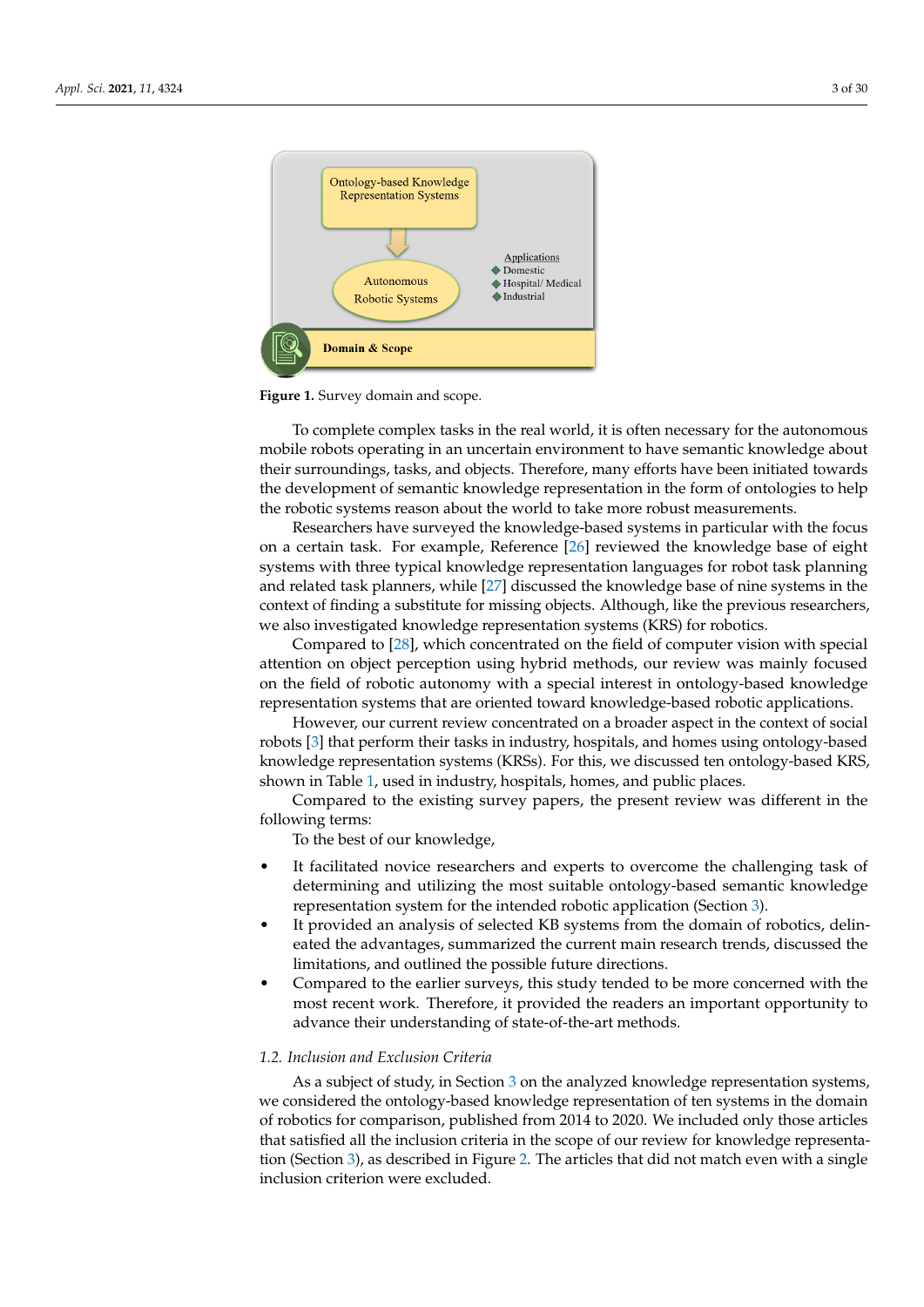**Figure 1.** Survey domain and scope.

To complete complex tasks in the real world, it is often necessary for the autonomous mobile robots operating in an uncertain environment to have semantic knowledge about their surroundings, tasks, and objects. Therefore, many efforts have been initiated towards the development of semantic knowledge representation in the form of ontologies to help the robotic systems reason about the world to take more robust measurements.

Researchers have surveyed the knowledge-based systems in particular with the focus on a certain task. For example, Reference [26] reviewed the knowledge base of eight systems with three typical knowledge representation languages for robot task planning and related task planners, while [27] discussed the knowledge base of nine systems in the context of finding a substitute for missing objects. Although, like the previous researchers, we also investigated knowledge representation systems (KRS) for robotics.

Compared to [28], which concentrated on the field of computer vision with special attention on object perception using hybrid methods, our review was mainly focused on the field of robotic autonomy with a special interest in ontology-based knowledge representation systems that are oriented toward knowledge-based robotic applications.

However, our current review concentrated on a broader aspect in the context of social robots [3] that perform their tasks in industry, hospitals, and homes using ontology-based knowledge representation systems (KRSs). For this, we discussed ten ontology-based KRS, shown in Table 1, used in industry, hospitals, homes, and public places.

Compared to the existing survey papers, the present review was different in the following terms:

To the best of our knowledge,

- It facilitated novice researchers and experts to overcome the challenging task of determining and utilizing the most suitable ontology-based semantic knowledge representation system for the intended robotic application (Section 3).
- It provided an analysis of selected KB systems from the domain of robotics, delineated the advantages, summarized the current main research trends, discussed the limitations, and outlined the possible future directions.
- Compared to the earlier surveys, this study tended to be more concerned with the most recent work. Therefore, it provided the readers an important opportunity to advance their understanding of state-of-the-art methods.

### 1.2. Inclusion and Exclusion Criteria

As a subject of study, in Section 3 on the analyzed knowledge representation systems, we considered the ontology-based knowledge representation of ten systems in the domain of robotics for comparison, published from 2014 to 2020. We included only those articles that satisfied all the inclusion criteria in the scope of our review for knowledge representation (Section 3), as described in Figure 2. The articles that did not match even with a single inclusion criterion were excluded.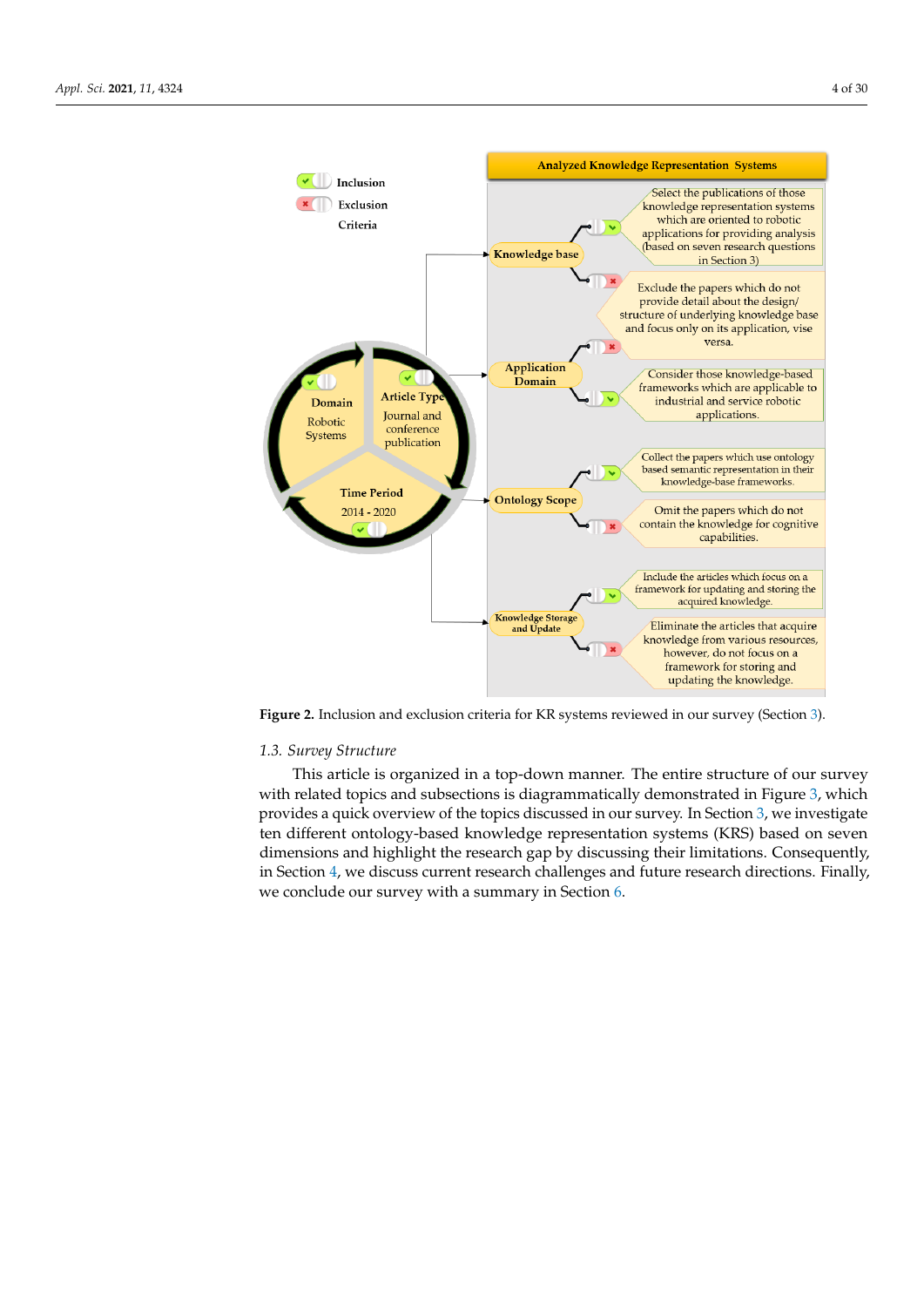Analyzed Knowledge Representation Systems

Inclusion

Exclusion

Criteria

Domain
Robotic Systems

Article Type
Journal and conference publication

Time Period
2014 - 2020

Knowledge base
- Select the publications of those knowledge representation systems which are oriented to robotic applications for providing analysis (based on seven research questions in Section 3)
- Exclude the papers which do not provide detail about the design/structure of underlying knowledge base and focus only on its application, vise versa.

Application Domain
- Consider those knowledge-based frameworks which are applicable to industrial and service robotic applications.

Ontology Scope
- Collect the papers which use ontology based semantic representation in their knowledge-base frameworks.
- Omit the papers which do not contain the knowledge for cognitive capabilities.

Knowledge Storage and Update
- Include the articles which focus on a framework for updating and storing the acquired knowledge.
- Eliminate the articles that acquire knowledge from various resources, however, do not focus on a framework for storing and updating the knowledge.

**Figure 2.** Inclusion and exclusion criteria for KR systems reviewed in our survey (Section 3).

### 1.3. Survey Structure

This article is organized in a top-down manner. The entire structure of our survey with related topics and subsections is diagrammatically demonstrated in Figure 3, which provides a quick overview of the topics discussed in our survey. In Section 3, we investigate ten different ontology-based knowledge representation systems (KRS) based on seven dimensions and highlight the research gap by discussing their limitations. Consequently, in Section 4, we discuss current research challenges and future research directions. Finally, we conclude our survey with a summary in Section 6.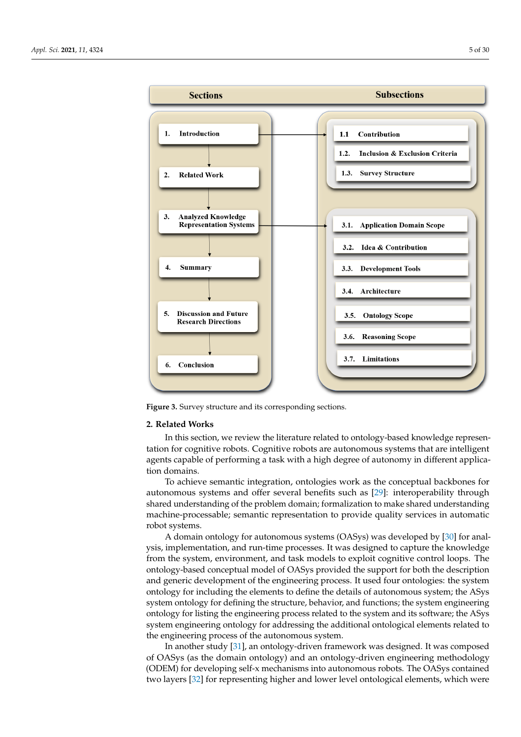**Figure 3.** Survey structure and its corresponding sections.

## 2. Related Works

In this section, we review the literature related to ontology-based knowledge representation for cognitive robots. Cognitive robots are autonomous systems that are intelligent agents capable of performing a task with a high degree of autonomy in different application domains.

To achieve semantic integration, ontologies work as the conceptual backbones for autonomous systems and offer several benefits such as [29]: interoperability through shared understanding of the problem domain; formalization to make shared understanding machine-processable; semantic representation to provide quality services in automatic robot systems.

A domain ontology for autonomous systems (OASys) was developed by [30] for analysis, implementation, and run-time processes. It was designed to capture the knowledge from the system, environment, and task models to exploit cognitive control loops. The ontology-based conceptual model of OASys provided the support for both the description and generic development of the engineering process. It used four ontologies: the system ontology for including the elements to define the details of autonomous system; the ASys system ontology for defining the structure, behavior, and functions; the system engineering ontology for listing the engineering process related to the system and its software; the ASys system engineering ontology for addressing the additional ontological elements related to the engineering process of the autonomous system.

In another study [31], an ontology-driven framework was designed. It was composed of OASys (as the domain ontology) and an ontology-driven engineering methodology (ODEM) for developing self-x mechanisms into autonomous robots. The OASys contained two layers [32] for representing higher and lower level ontological elements, which were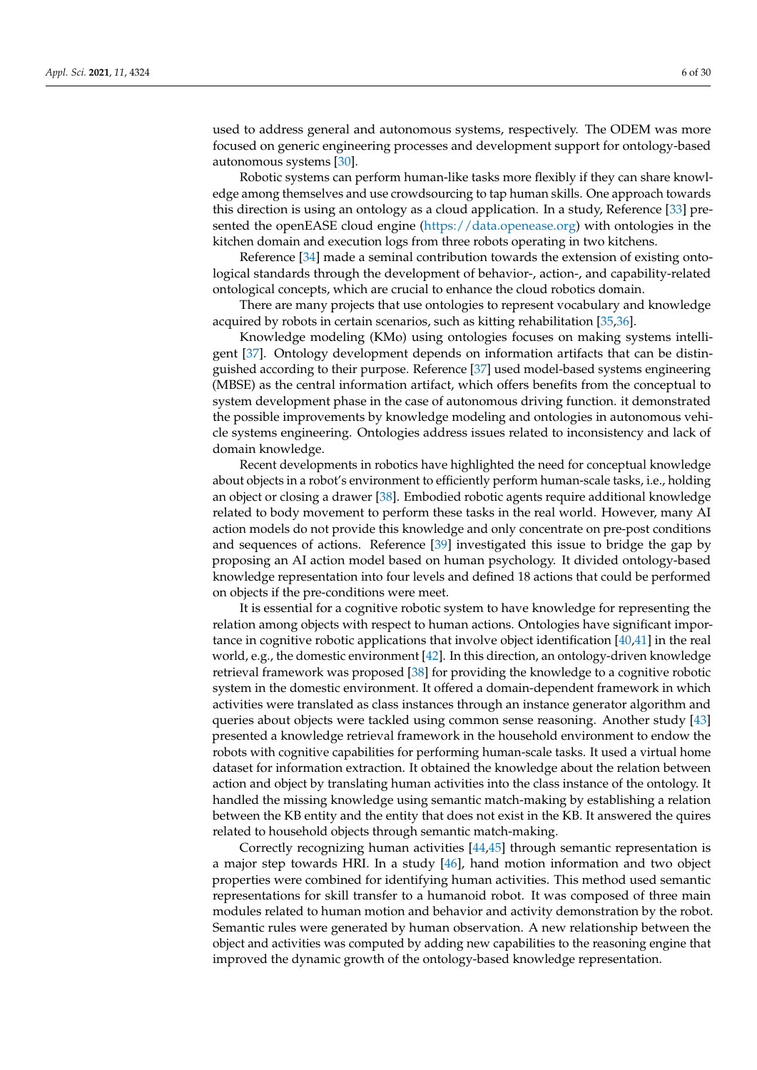used to address general and autonomous systems, respectively. The ODEM was more focused on generic engineering processes and development support for ontology-based autonomous systems [30].

Robotic systems can perform human-like tasks more flexibly if they can share knowledge among themselves and use crowdsourcing to tap human skills. One approach towards this direction is using an ontology as a cloud application. In a study, Reference [33] presented the openEASE cloud engine (https://data.openease.org) with ontologies in the kitchen domain and execution logs from three robots operating in two kitchens.

Reference [34] made a seminal contribution towards the extension of existing ontological standards through the development of behavior-, action-, and capability-related ontological concepts, which are crucial to enhance the cloud robotics domain.

There are many projects that use ontologies to represent vocabulary and knowledge acquired by robots in certain scenarios, such as kitting rehabilitation [35,36].

Knowledge modeling (KMo) using ontologies focuses on making systems intelligent [37]. Ontology development depends on information artifacts that can be distinguished according to their purpose. Reference [37] used model-based systems engineering (MBSE) as the central information artifact, which offers benefits from the conceptual to system development phase in the case of autonomous driving function. it demonstrated the possible improvements by knowledge modeling and ontologies in autonomous vehicle systems engineering. Ontologies address issues related to inconsistency and lack of domain knowledge.

Recent developments in robotics have highlighted the need for conceptual knowledge about objects in a robot's environment to efficiently perform human-scale tasks, i.e., holding an object or closing a drawer [38]. Embodied robotic agents require additional knowledge related to body movement to perform these tasks in the real world. However, many AI action models do not provide this knowledge and only concentrate on pre-post conditions and sequences of actions. Reference [39] investigated this issue to bridge the gap by proposing an AI action model based on human psychology. It divided ontology-based knowledge representation into four levels and defined 18 actions that could be performed on objects if the pre-conditions were meet.

It is essential for a cognitive robotic system to have knowledge for representing the relation among objects with respect to human actions. Ontologies have significant importance in cognitive robotic applications that involve object identification [40,41] in the real world, e.g., the domestic environment [42]. In this direction, an ontology-driven knowledge retrieval framework was proposed [38] for providing the knowledge to a cognitive robotic system in the domestic environment. It offered a domain-dependent framework in which activities were translated as class instances through an instance generator algorithm and queries about objects were tackled using common sense reasoning. Another study [43] presented a knowledge retrieval framework in the household environment to endow the robots with cognitive capabilities for performing human-scale tasks. It used a virtual home dataset for information extraction. It obtained the knowledge about the relation between action and object by translating human activities into the class instance of the ontology. It handled the missing knowledge using semantic match-making by establishing a relation between the KB entity and the entity that does not exist in the KB. It answered the quires related to household objects through semantic match-making.

Correctly recognizing human activities [44,45] through semantic representation is a major step towards HRI. In a study [46], hand motion information and two object properties were combined for identifying human activities. This method used semantic representations for skill transfer to a humanoid robot. It was composed of three main modules related to human motion and behavior and activity demonstration by the robot. Semantic rules were generated by human observation. A new relationship between the object and activities was computed by adding new capabilities to the reasoning engine that improved the dynamic growth of the ontology-based knowledge representation.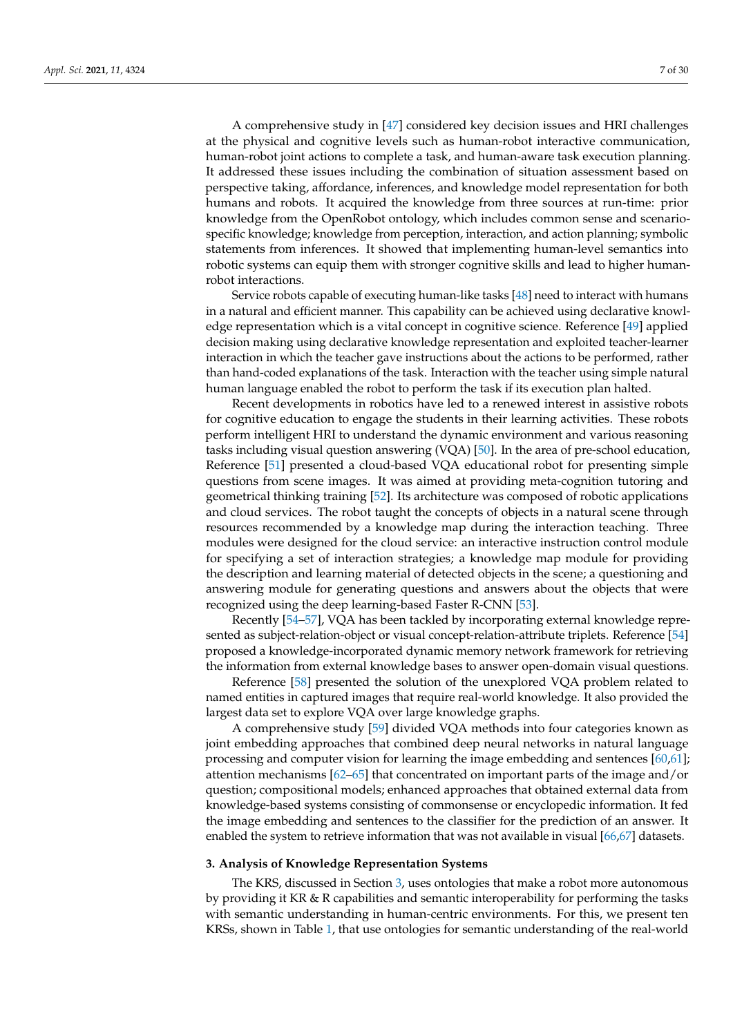A comprehensive study in [47] considered key decision issues and HRI challenges at the physical and cognitive levels such as human-robot interactive communication, human-robot joint actions to complete a task, and human-aware task execution planning. It addressed these issues including the combination of situation assessment based on perspective taking, affordance, inferences, and knowledge model representation for both humans and robots. It acquired the knowledge from three sources at run-time: prior knowledge from the OpenRobot ontology, which includes common sense and scenario-specific knowledge; knowledge from perception, interaction, and action planning; symbolic statements from inferences. It showed that implementing human-level semantics into robotic systems can equip them with stronger cognitive skills and lead to higher human-robot interactions.

Service robots capable of executing human-like tasks [48] need to interact with humans in a natural and efficient manner. This capability can be achieved using declarative knowledge representation which is a vital concept in cognitive science. Reference [49] applied decision making using declarative knowledge representation and exploited teacher-learner interaction in which the teacher gave instructions about the actions to be performed, rather than hand-coded explanations of the task. Interaction with the teacher using simple natural human language enabled the robot to perform the task if its execution plan halted.

Recent developments in robotics have led to a renewed interest in assistive robots for cognitive education to engage the students in their learning activities. These robots perform intelligent HRI to understand the dynamic environment and various reasoning tasks including visual question answering (VQA) [50]. In the area of pre-school education, Reference [51] presented a cloud-based VQA educational robot for presenting simple questions from scene images. It was aimed at providing meta-cognition tutoring and geometrical thinking training [52]. Its architecture was composed of robotic applications and cloud services. The robot taught the concepts of objects in a natural scene through resources recommended by a knowledge map during the interaction teaching. Three modules were designed for the cloud service: an interactive instruction control module for specifying a set of interaction strategies; a knowledge map module for providing the description and learning material of detected objects in the scene; a questioning and answering module for generating questions and answers about the objects that were recognized using the deep learning-based Faster R-CNN [53].

Recently [54–57], VQA has been tackled by incorporating external knowledge represented as subject-relation-object or visual concept-relation-attribute triplets. Reference [54] proposed a knowledge-incorporated dynamic memory network framework for retrieving the information from external knowledge bases to answer open-domain visual questions.

Reference [58] presented the solution of the unexplored VQA problem related to named entities in captured images that require real-world knowledge. It also provided the largest data set to explore VQA over large knowledge graphs.

A comprehensive study [59] divided VQA methods into four categories known as joint embedding approaches that combined deep neural networks in natural language processing and computer vision for learning the image embedding and sentences [60,61]; attention mechanisms [62–65] that concentrated on important parts of the image and/or question; compositional models; enhanced approaches that obtained external data from knowledge-based systems consisting of commonsense or encyclopedic information. It fed the image embedding and sentences to the classifier for the prediction of an answer. It enabled the system to retrieve information that was not available in visual [66,67] datasets.

## 3. Analysis of Knowledge Representation Systems

The KRS, discussed in Section 3, uses ontologies that make a robot more autonomous by providing it KR & R capabilities and semantic interoperability for performing the tasks with semantic understanding in human-centric environments. For this, we present ten KRSs, shown in Table 1, that use ontologies for semantic understanding of the real-world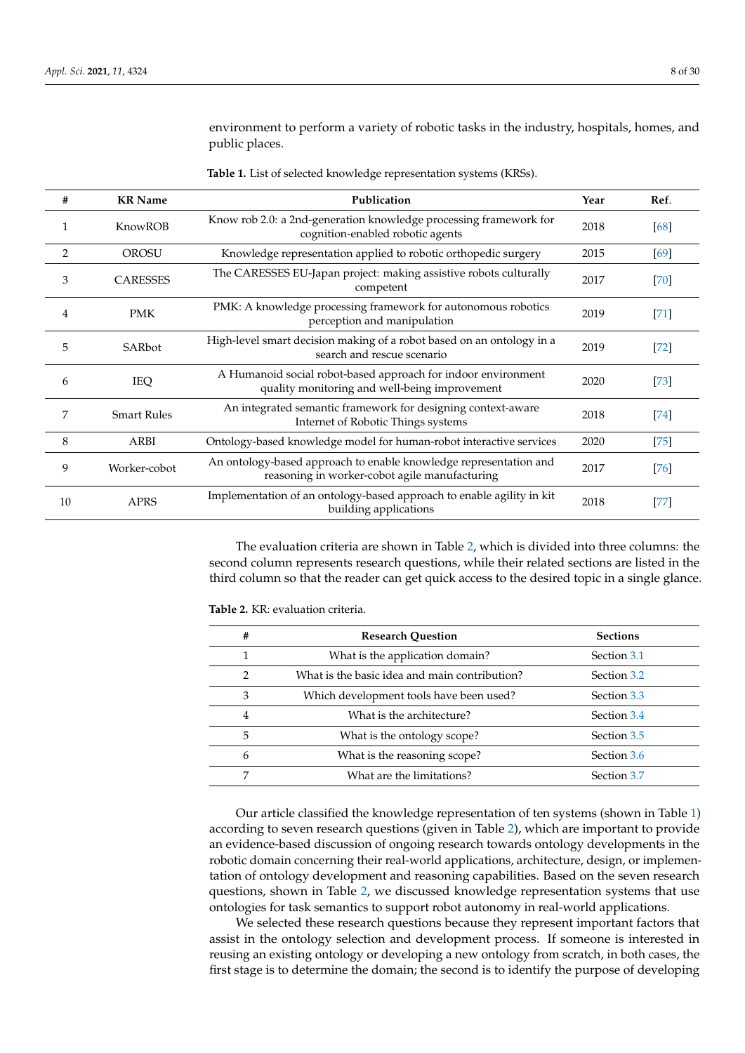environment to perform a variety of robotic tasks in the industry, hospitals, homes, and public places.

**Table 1.** List of selected knowledge representation systems (KRSs).

| # | KR Name | Publication | Year | Ref. |
|---|---|---|---|---|
| 1 | KnowROB | Know rob 2.0: a 2nd-generation knowledge processing framework for cognition-enabled robotic agents | 2018 | [68] |
| 2 | OROSU | Knowledge representation applied to robotic orthopedic surgery | 2015 | [69] |
| 3 | CARESSES | The CARESSES EU-Japan project: making assistive robots culturally competent | 2017 | [70] |
| 4 | PMK | PMK: A knowledge processing framework for autonomous robotics perception and manipulation | 2019 | [71] |
| 5 | SARbot | High-level smart decision making of a robot based on an ontology in a search and rescue scenario | 2019 | [72] |
| 6 | IEQ | A Humanoid social robot-based approach for indoor environment quality monitoring and well-being improvement | 2020 | [73] |
| 7 | Smart Rules | An integrated semantic framework for designing context-aware Internet of Robotic Things systems | 2018 | [74] |
| 8 | ARBI | Ontology-based knowledge model for human-robot interactive services | 2020 | [75] |
| 9 | Worker-cobot | An ontology-based approach to enable knowledge representation and reasoning in worker-cobot agile manufacturing | 2017 | [76] |
| 10 | APRS | Implementation of an ontology-based approach to enable agility in kit building applications | 2018 | [77] |

The evaluation criteria are shown in Table 2, which is divided into three columns: the second column represents research questions, while their related sections are listed in the third column so that the reader can get quick access to the desired topic in a single glance.

**Table 2.** KR: evaluation criteria.

| # | Research Question | Sections |
|---|---|---|
| 1 | What is the application domain? | Section 3.1 |
| 2 | What is the basic idea and main contribution? | Section 3.2 |
| 3 | Which development tools have been used? | Section 3.3 |
| 4 | What is the architecture? | Section 3.4 |
| 5 | What is the ontology scope? | Section 3.5 |
| 6 | What is the reasoning scope? | Section 3.6 |
| 7 | What are the limitations? | Section 3.7 |

Our article classified the knowledge representation of ten systems (shown in Table 1) according to seven research questions (given in Table 2), which are important to provide an evidence-based discussion of ongoing research towards ontology developments in the robotic domain concerning their real-world applications, architecture, design, or implementation of ontology development and reasoning capabilities. Based on the seven research questions, shown in Table 2, we discussed knowledge representation systems that use ontologies for task semantics to support robot autonomy in real-world applications.

We selected these research questions because they represent important factors that assist in the ontology selection and development process. If someone is interested in reusing an existing ontology or developing a new ontology from scratch, in both cases, the first stage is to determine the domain; the second is to identify the purpose of developing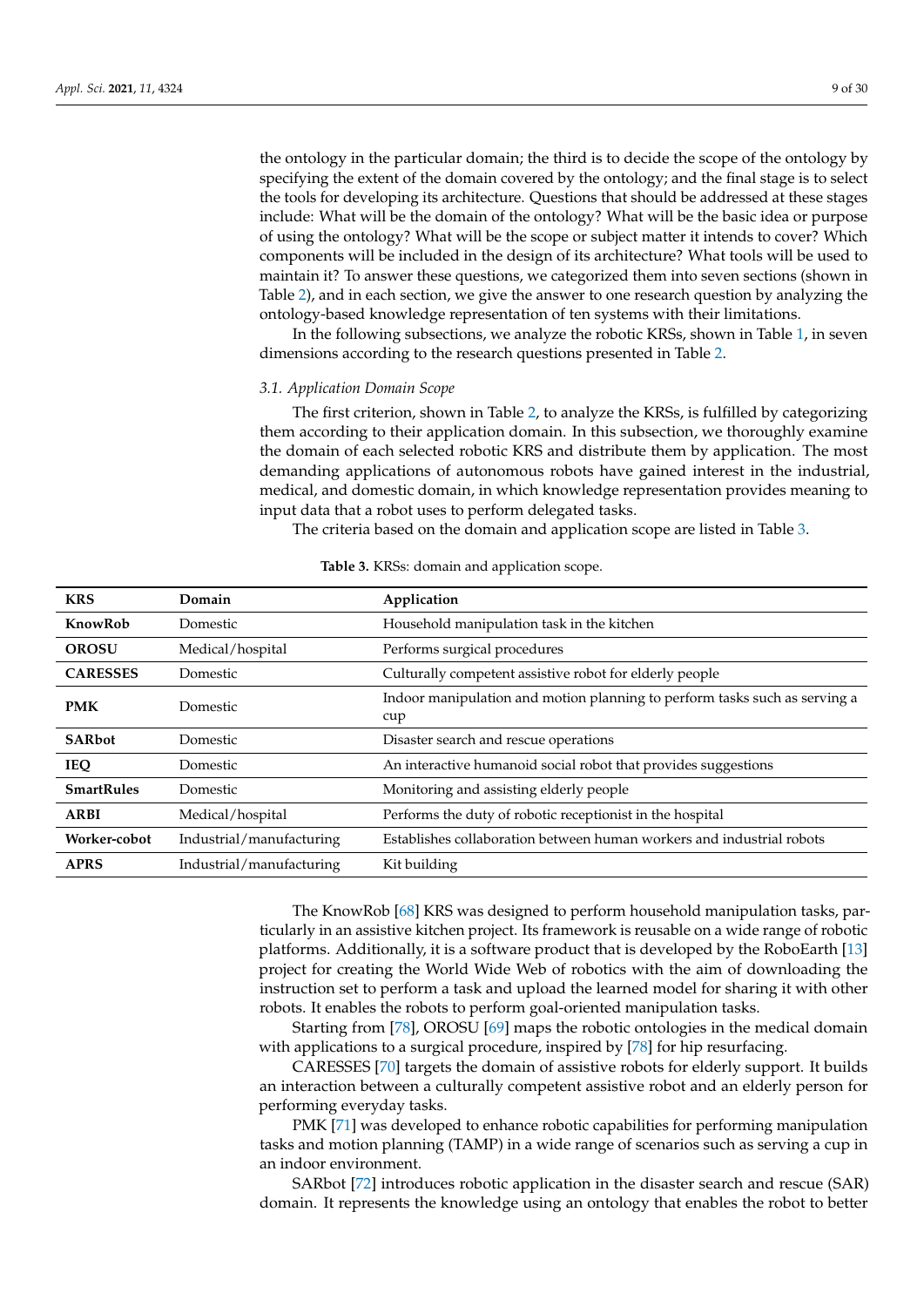the ontology in the particular domain; the third is to decide the scope of the ontology by specifying the extent of the domain covered by the ontology; and the final stage is to select the tools for developing its architecture. Questions that should be addressed at these stages include: What will be the domain of the ontology? What will be the basic idea or purpose of using the ontology? What will be the scope or subject matter it intends to cover? Which components will be included in the design of its architecture? What tools will be used to maintain it? To answer these questions, we categorized them into seven sections (shown in Table 2), and in each section, we give the answer to one research question by analyzing the ontology-based knowledge representation of ten systems with their limitations.

In the following subsections, we analyze the robotic KRSs, shown in Table 1, in seven dimensions according to the research questions presented in Table 2.

### 3.1. Application Domain Scope

The first criterion, shown in Table 2, to analyze the KRSs, is fulfilled by categorizing them according to their application domain. In this subsection, we thoroughly examine the domain of each selected robotic KRS and distribute them by application. The most demanding applications of autonomous robots have gained interest in the industrial, medical, and domestic domain, in which knowledge representation provides meaning to input data that a robot uses to perform delegated tasks.

The criteria based on the domain and application scope are listed in Table 3.

**Table 3.** KRSs: domain and application scope.

| KRS | Domain | Application |
|---|---|---|
| **KnowRob** | Domestic | Household manipulation task in the kitchen |
| **OROSU** | Medical/hospital | Performs surgical procedures |
| **CARESSES** | Domestic | Culturally competent assistive robot for elderly people |
| **PMK** | Domestic | Indoor manipulation and motion planning to perform tasks such as serving a cup |
| **SARbot** | Domestic | Disaster search and rescue operations |
| **IEQ** | Domestic | An interactive humanoid social robot that provides suggestions |
| **SmartRules** | Domestic | Monitoring and assisting elderly people |
| **ARBI** | Medical/hospital | Performs the duty of robotic receptionist in the hospital |
| **Worker-cobot** | Industrial/manufacturing | Establishes collaboration between human workers and industrial robots |
| **APRS** | Industrial/manufacturing | Kit building |

The KnowRob [68] KRS was designed to perform household manipulation tasks, particularly in an assistive kitchen project. Its framework is reusable on a wide range of robotic platforms. Additionally, it is a software product that is developed by the RoboEarth [13] project for creating the World Wide Web of robotics with the aim of downloading the instruction set to perform a task and upload the learned model for sharing it with other robots. It enables the robots to perform goal-oriented manipulation tasks.

Starting from [78], OROSU [69] maps the robotic ontologies in the medical domain with applications to a surgical procedure, inspired by [78] for hip resurfacing.

CARESSES [70] targets the domain of assistive robots for elderly support. It builds an interaction between a culturally competent assistive robot and an elderly person for performing everyday tasks.

PMK [71] was developed to enhance robotic capabilities for performing manipulation tasks and motion planning (TAMP) in a wide range of scenarios such as serving a cup in an indoor environment.

SARbot [72] introduces robotic application in the disaster search and rescue (SAR) domain. It represents the knowledge using an ontology that enables the robot to better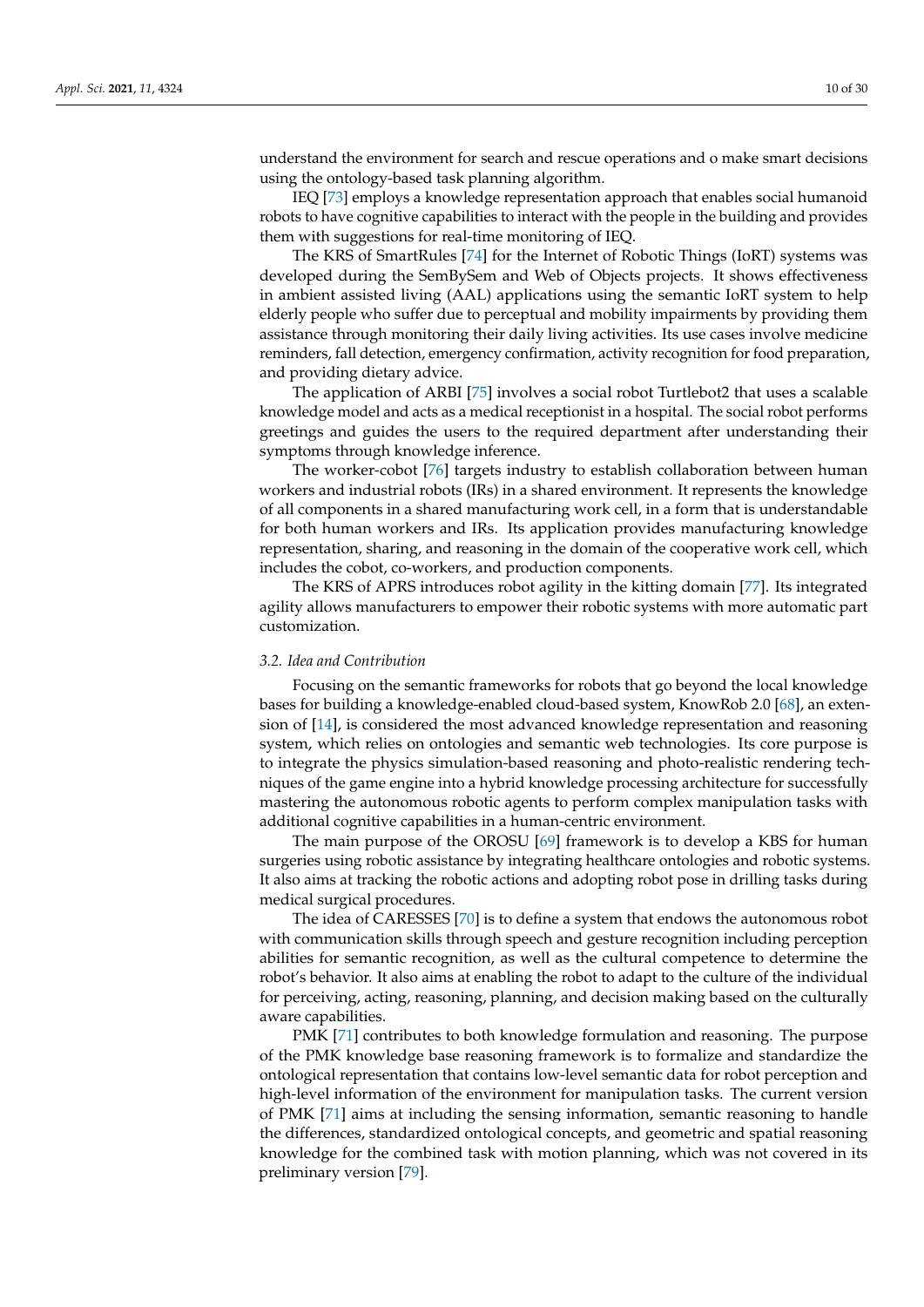understand the environment for search and rescue operations and o make smart decisions using the ontology-based task planning algorithm.

IEQ [73] employs a knowledge representation approach that enables social humanoid robots to have cognitive capabilities to interact with the people in the building and provides them with suggestions for real-time monitoring of IEQ.

The KRS of SmartRules [74] for the Internet of Robotic Things (IoRT) systems was developed during the SemBySem and Web of Objects projects. It shows effectiveness in ambient assisted living (AAL) applications using the semantic IoRT system to help elderly people who suffer due to perceptual and mobility impairments by providing them assistance through monitoring their daily living activities. Its use cases involve medicine reminders, fall detection, emergency confirmation, activity recognition for food preparation, and providing dietary advice.

The application of ARBI [75] involves a social robot Turtlebot2 that uses a scalable knowledge model and acts as a medical receptionist in a hospital. The social robot performs greetings and guides the users to the required department after understanding their symptoms through knowledge inference.

The worker-cobot [76] targets industry to establish collaboration between human workers and industrial robots (IRs) in a shared environment. It represents the knowledge of all components in a shared manufacturing work cell, in a form that is understandable for both human workers and IRs. Its application provides manufacturing knowledge representation, sharing, and reasoning in the domain of the cooperative work cell, which includes the cobot, co-workers, and production components.

The KRS of APRS introduces robot agility in the kitting domain [77]. Its integrated agility allows manufacturers to empower their robotic systems with more automatic part customization.

### 3.2. Idea and Contribution

Focusing on the semantic frameworks for robots that go beyond the local knowledge bases for building a knowledge-enabled cloud-based system, KnowRob 2.0 [68], an extension of [14], is considered the most advanced knowledge representation and reasoning system, which relies on ontologies and semantic web technologies. Its core purpose is to integrate the physics simulation-based reasoning and photo-realistic rendering techniques of the game engine into a hybrid knowledge processing architecture for successfully mastering the autonomous robotic agents to perform complex manipulation tasks with additional cognitive capabilities in a human-centric environment.

The main purpose of the OROSU [69] framework is to develop a KBS for human surgeries using robotic assistance by integrating healthcare ontologies and robotic systems. It also aims at tracking the robotic actions and adopting robot pose in drilling tasks during medical surgical procedures.

The idea of CARESSES [70] is to define a system that endows the autonomous robot with communication skills through speech and gesture recognition including perception abilities for semantic recognition, as well as the cultural competence to determine the robot's behavior. It also aims at enabling the robot to adapt to the culture of the individual for perceiving, acting, reasoning, planning, and decision making based on the culturally aware capabilities.

PMK [71] contributes to both knowledge formulation and reasoning. The purpose of the PMK knowledge base reasoning framework is to formalize and standardize the ontological representation that contains low-level semantic data for robot perception and high-level information of the environment for manipulation tasks. The current version of PMK [71] aims at including the sensing information, semantic reasoning to handle the differences, standardized ontological concepts, and geometric and spatial reasoning knowledge for the combined task with motion planning, which was not covered in its preliminary version [79].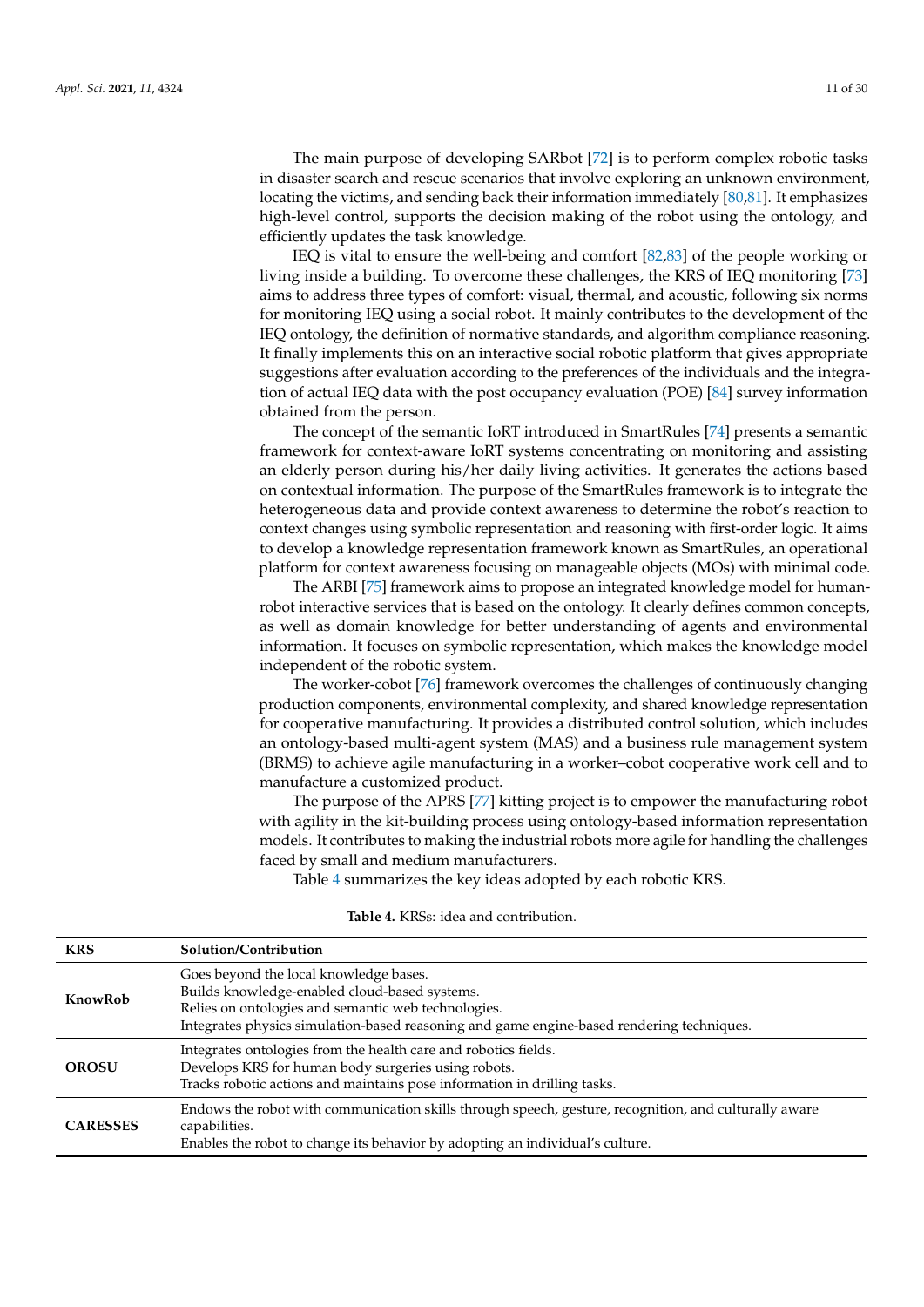The main purpose of developing SARbot [72] is to perform complex robotic tasks in disaster search and rescue scenarios that involve exploring an unknown environment, locating the victims, and sending back their information immediately [80,81]. It emphasizes high-level control, supports the decision making of the robot using the ontology, and efficiently updates the task knowledge.

IEQ is vital to ensure the well-being and comfort [82,83] of the people working or living inside a building. To overcome these challenges, the KRS of IEQ monitoring [73] aims to address three types of comfort: visual, thermal, and acoustic, following six norms for monitoring IEQ using a social robot. It mainly contributes to the development of the IEQ ontology, the definition of normative standards, and algorithm compliance reasoning. It finally implements this on an interactive social robotic platform that gives appropriate suggestions after evaluation according to the preferences of the individuals and the integration of actual IEQ data with the post occupancy evaluation (POE) [84] survey information obtained from the person.

The concept of the semantic IoRT introduced in SmartRules [74] presents a semantic framework for context-aware IoRT systems concentrating on monitoring and assisting an elderly person during his/her daily living activities. It generates the actions based on contextual information. The purpose of the SmartRules framework is to integrate the heterogeneous data and provide context awareness to determine the robot's reaction to context changes using symbolic representation and reasoning with first-order logic. It aims to develop a knowledge representation framework known as SmartRules, an operational platform for context awareness focusing on manageable objects (MOs) with minimal code.

The ARBI [75] framework aims to propose an integrated knowledge model for human-robot interactive services that is based on the ontology. It clearly defines common concepts, as well as domain knowledge for better understanding of agents and environmental information. It focuses on symbolic representation, which makes the knowledge model independent of the robotic system.

The worker-cobot [76] framework overcomes the challenges of continuously changing production components, environmental complexity, and shared knowledge representation for cooperative manufacturing. It provides a distributed control solution, which includes an ontology-based multi-agent system (MAS) and a business rule management system (BRMS) to achieve agile manufacturing in a worker–cobot cooperative work cell and to manufacture a customized product.

The purpose of the APRS [77] kitting project is to empower the manufacturing robot with agility in the kit-building process using ontology-based information representation models. It contributes to making the industrial robots more agile for handling the challenges faced by small and medium manufacturers.

Table 4 summarizes the key ideas adopted by each robotic KRS.

**Table 4.** KRSs: idea and contribution.

| KRS | Solution/Contribution |
| --- | --- |
| **KnowRob** | Goes beyond the local knowledge bases.<br>Builds knowledge-enabled cloud-based systems.<br>Relies on ontologies and semantic web technologies.<br>Integrates physics simulation-based reasoning and game engine-based rendering techniques. |
| **OROSU** | Integrates ontologies from the health care and robotics fields.<br>Develops KRS for human body surgeries using robots.<br>Tracks robotic actions and maintains pose information in drilling tasks. |
| **CARESSES** | Endows the robot with communication skills through speech, gesture, recognition, and culturally aware capabilities.<br>Enables the robot to change its behavior by adopting an individual's culture. |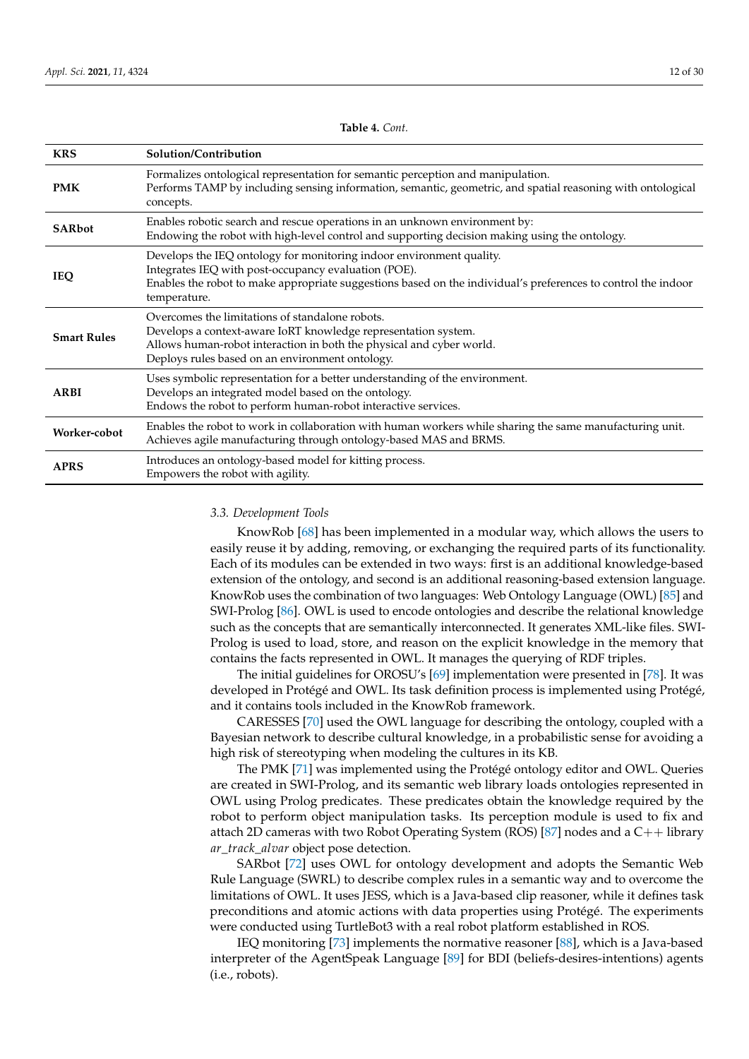**Table 4.** *Cont.*

| KRS | Solution/Contribution |
| --- | --- |
| **PMK** | Formalizes ontological representation for semantic perception and manipulation. Performs TAMP by including sensing information, semantic, geometric, and spatial reasoning with ontological concepts. |
| **SARbot** | Enables robotic search and rescue operations in an unknown environment by: Endowing the robot with high-level control and supporting decision making using the ontology. |
| **IEQ** | Develops the IEQ ontology for monitoring indoor environment quality. Integrates IEQ with post-occupancy evaluation (POE). Enables the robot to make appropriate suggestions based on the individual's preferences to control the indoor temperature. |
| **Smart Rules** | Overcomes the limitations of standalone robots. Develops a context-aware IoRT knowledge representation system. Allows human-robot interaction in both the physical and cyber world. Deploys rules based on an environment ontology. |
| **ARBI** | Uses symbolic representation for a better understanding of the environment. Develops an integrated model based on the ontology. Endows the robot to perform human-robot interactive services. |
| **Worker-cobot** | Enables the robot to work in collaboration with human workers while sharing the same manufacturing unit. Achieves agile manufacturing through ontology-based MAS and BRMS. |
| **APRS** | Introduces an ontology-based model for kitting process. Empowers the robot with agility. |

### 3.3. Development Tools

KnowRob [68] has been implemented in a modular way, which allows the users to easily reuse it by adding, removing, or exchanging the required parts of its functionality. Each of its modules can be extended in two ways: first is an additional knowledge-based extension of the ontology, and second is an additional reasoning-based extension language. KnowRob uses the combination of two languages: Web Ontology Language (OWL) [85] and SWI-Prolog [86]. OWL is used to encode ontologies and describe the relational knowledge such as the concepts that are semantically interconnected. It generates XML-like files. SWI-Prolog is used to load, store, and reason on the explicit knowledge in the memory that contains the facts represented in OWL. It manages the querying of RDF triples.

The initial guidelines for OROSU's [69] implementation were presented in [78]. It was developed in Protégé and OWL. Its task definition process is implemented using Protégé, and it contains tools included in the KnowRob framework.

CARESSES [70] used the OWL language for describing the ontology, coupled with a Bayesian network to describe cultural knowledge, in a probabilistic sense for avoiding a high risk of stereotyping when modeling the cultures in its KB.

The PMK [71] was implemented using the Protégé ontology editor and OWL. Queries are created in SWI-Prolog, and its semantic web library loads ontologies represented in OWL using Prolog predicates. These predicates obtain the knowledge required by the robot to perform object manipulation tasks. Its perception module is used to fix and attach 2D cameras with two Robot Operating System (ROS) [87] nodes and a C++ library *ar_track_alvar* object pose detection.

SARbot [72] uses OWL for ontology development and adopts the Semantic Web Rule Language (SWRL) to describe complex rules in a semantic way and to overcome the limitations of OWL. It uses JESS, which is a Java-based clip reasoner, while it defines task preconditions and atomic actions with data properties using Protégé. The experiments were conducted using TurtleBot3 with a real robot platform established in ROS.

IEQ monitoring [73] implements the normative reasoner [88], which is a Java-based interpreter of the AgentSpeak Language [89] for BDI (beliefs-desires-intentions) agents (i.e., robots).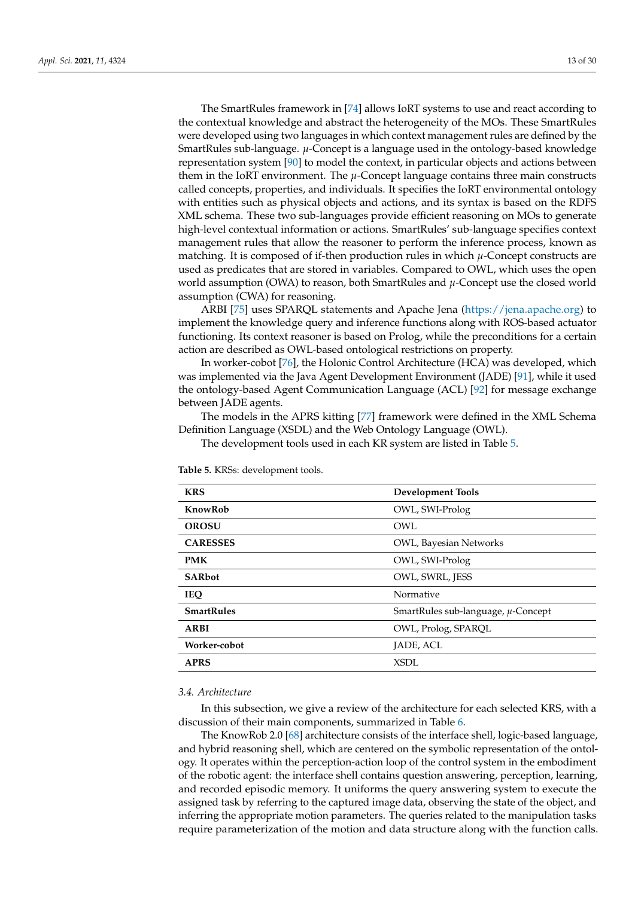The SmartRules framework in [74] allows IoRT systems to use and react according to the contextual knowledge and abstract the heterogeneity of the MOs. These SmartRules were developed using two languages in which context management rules are defined by the SmartRules sub-language. $\mu$-Concept is a language used in the ontology-based knowledge representation system [90] to model the context, in particular objects and actions between them in the IoRT environment. The $\mu$-Concept language contains three main constructs called concepts, properties, and individuals. It specifies the IoRT environmental ontology with entities such as physical objects and actions, and its syntax is based on the RDFS XML schema. These two sub-languages provide efficient reasoning on MOs to generate high-level contextual information or actions. SmartRules' sub-language specifies context management rules that allow the reasoner to perform the inference process, known as matching. It is composed of if-then production rules in which $\mu$-Concept constructs are used as predicates that are stored in variables. Compared to OWL, which uses the open world assumption (OWA) to reason, both SmartRules and $\mu$-Concept use the closed world assumption (CWA) for reasoning.

ARBI [75] uses SPARQL statements and Apache Jena (https://jena.apache.org) to implement the knowledge query and inference functions along with ROS-based actuator functioning. Its context reasoner is based on Prolog, while the preconditions for a certain action are described as OWL-based ontological restrictions on property.

In worker-cobot [76], the Holonic Control Architecture (HCA) was developed, which was implemented via the Java Agent Development Environment (JADE) [91], while it used the ontology-based Agent Communication Language (ACL) [92] for message exchange between JADE agents.

The models in the APRS kitting [77] framework were defined in the XML Schema Definition Language (XSDL) and the Web Ontology Language (OWL).

The development tools used in each KR system are listed in Table 5.

**Table 5.** KRSs: development tools.

| KRS | Development Tools |
|---|---|
| **KnowRob** | OWL, SWI-Prolog |
| **OROSU** | OWL |
| **CARESSES** | OWL, Bayesian Networks |
| **PMK** | OWL, SWI-Prolog |
| **SARbot** | OWL, SWRL, JESS |
| **IEQ** | Normative |
| **SmartRules** | SmartRules sub-language, $\mu$-Concept |
| **ARBI** | OWL, Prolog, SPARQL |
| **Worker-cobot** | JADE, ACL |
| **APRS** | XSDL |

### 3.4. Architecture

In this subsection, we give a review of the architecture for each selected KRS, with a discussion of their main components, summarized in Table 6.

The KnowRob 2.0 [68] architecture consists of the interface shell, logic-based language, and hybrid reasoning shell, which are centered on the symbolic representation of the ontology. It operates within the perception-action loop of the control system in the embodiment of the robotic agent: the interface shell contains question answering, perception, learning, and recorded episodic memory. It uniforms the query answering system to execute the assigned task by referring to the captured image data, observing the state of the object, and inferring the appropriate motion parameters. The queries related to the manipulation tasks require parameterization of the motion and data structure along with the function calls.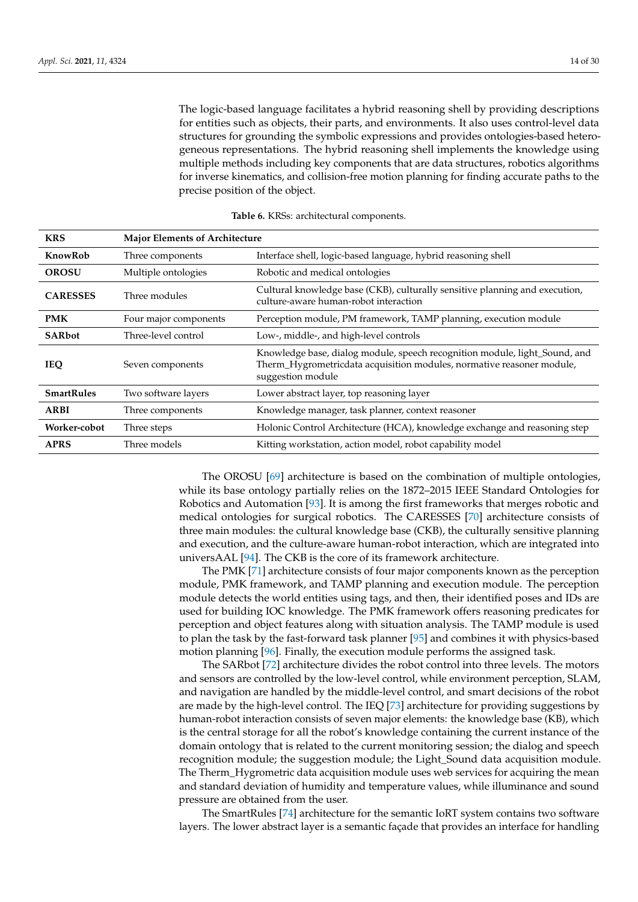The logic-based language facilitates a hybrid reasoning shell by providing descriptions for entities such as objects, their parts, and environments. It also uses control-level data structures for grounding the symbolic expressions and provides ontologies-based heterogeneous representations. The hybrid reasoning shell implements the knowledge using multiple methods including key components that are data structures, robotics algorithms for inverse kinematics, and collision-free motion planning for finding accurate paths to the precise position of the object.

**Table 6.** KRSs: architectural components.

| KRS | Major Elements of Architecture | |
|---|---|---|
| **KnowRob** | Three components | Interface shell, logic-based language, hybrid reasoning shell |
| **OROSU** | Multiple ontologies | Robotic and medical ontologies |
| **CARESSES** | Three modules | Cultural knowledge base (CKB), culturally sensitive planning and execution, culture-aware human-robot interaction |
| **PMK** | Four major components | Perception module, PM framework, TAMP planning, execution module |
| **SARbot** | Three-level control | Low-, middle-, and high-level controls |
| **IEQ** | Seven components | Knowledge base, dialog module, speech recognition module, light_Sound, and Therm_Hygrometricdata acquisition modules, normative reasoner module, suggestion module |
| **SmartRules** | Two software layers | Lower abstract layer, top reasoning layer |
| **ARBI** | Three components | Knowledge manager, task planner, context reasoner |
| **Worker-cobot** | Three steps | Holonic Control Architecture (HCA), knowledge exchange and reasoning step |
| **APRS** | Three models | Kitting workstation, action model, robot capability model |

The OROSU [69] architecture is based on the combination of multiple ontologies, while its base ontology partially relies on the 1872–2015 IEEE Standard Ontologies for Robotics and Automation [93]. It is among the first frameworks that merges robotic and medical ontologies for surgical robotics. The CARESSES [70] architecture consists of three main modules: the cultural knowledge base (CKB), the culturally sensitive planning and execution, and the culture-aware human-robot interaction, which are integrated into universAAL [94]. The CKB is the core of its framework architecture.

The PMK [71] architecture consists of four major components known as the perception module, PMK framework, and TAMP planning and execution module. The perception module detects the world entities using tags, and then, their identified poses and IDs are used for building IOC knowledge. The PMK framework offers reasoning predicates for perception and object features along with situation analysis. The TAMP module is used to plan the task by the fast-forward task planner [95] and combines it with physics-based motion planning [96]. Finally, the execution module performs the assigned task.

The SARbot [72] architecture divides the robot control into three levels. The motors and sensors are controlled by the low-level control, while environment perception, SLAM, and navigation are handled by the middle-level control, and smart decisions of the robot are made by the high-level control. The IEQ [73] architecture for providing suggestions by human-robot interaction consists of seven major elements: the knowledge base (KB), which is the central storage for all the robot's knowledge containing the current instance of the domain ontology that is related to the current monitoring session; the dialog and speech recognition module; the suggestion module; the Light_Sound data acquisition module. The Therm_Hygrometric data acquisition module uses web services for acquiring the mean and standard deviation of humidity and temperature values, while illuminance and sound pressure are obtained from the user.

The SmartRules [74] architecture for the semantic IoRT system contains two software layers. The lower abstract layer is a semantic façade that provides an interface for handling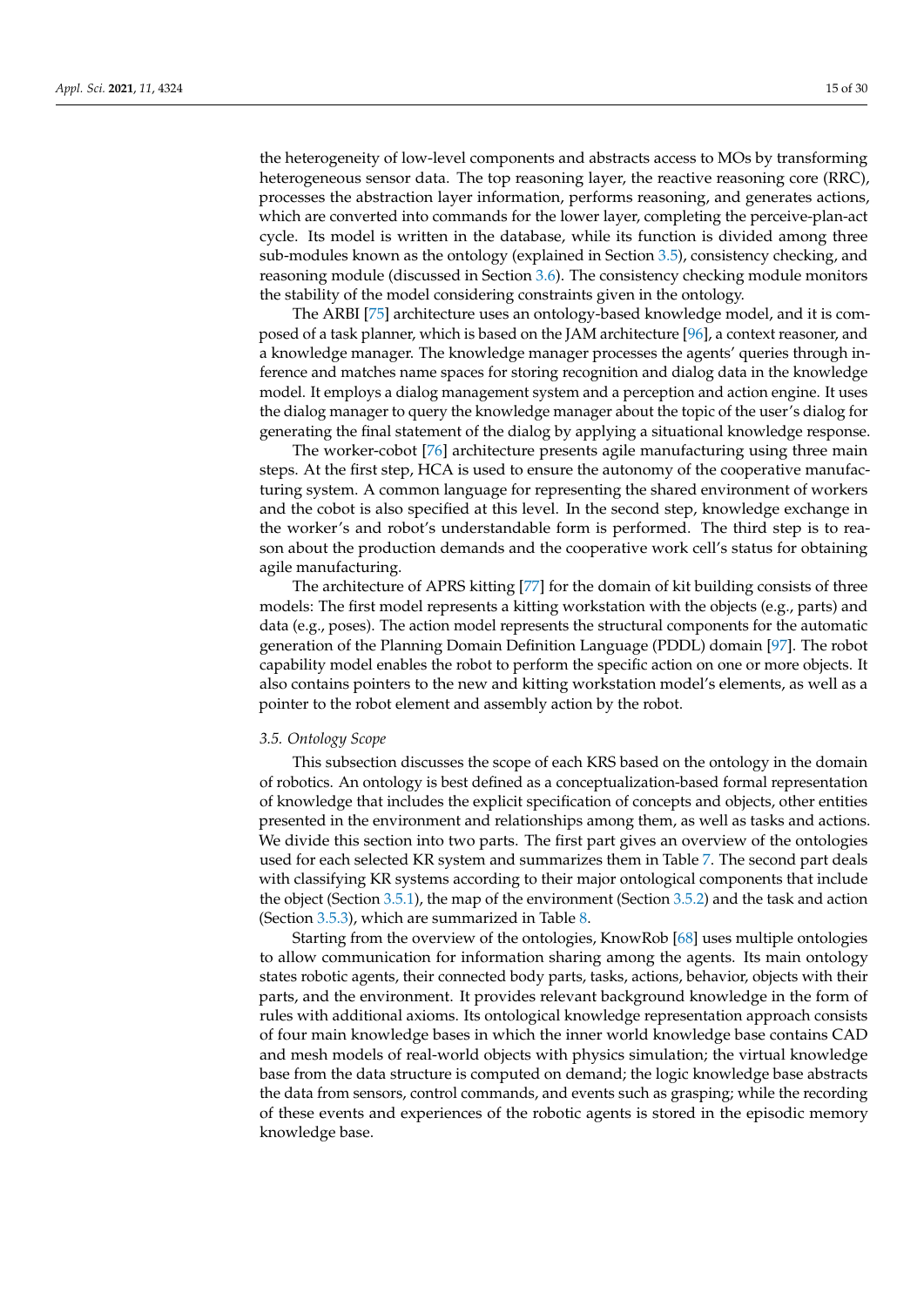the heterogeneity of low-level components and abstracts access to MOs by transforming heterogeneous sensor data. The top reasoning layer, the reactive reasoning core (RRC), processes the abstraction layer information, performs reasoning, and generates actions, which are converted into commands for the lower layer, completing the perceive-plan-act cycle. Its model is written in the database, while its function is divided among three sub-modules known as the ontology (explained in Section 3.5), consistency checking, and reasoning module (discussed in Section 3.6). The consistency checking module monitors the stability of the model considering constraints given in the ontology.

The ARBI [75] architecture uses an ontology-based knowledge model, and it is composed of a task planner, which is based on the JAM architecture [96], a context reasoner, and a knowledge manager. The knowledge manager processes the agents' queries through inference and matches name spaces for storing recognition and dialog data in the knowledge model. It employs a dialog management system and a perception and action engine. It uses the dialog manager to query the knowledge manager about the topic of the user's dialog for generating the final statement of the dialog by applying a situational knowledge response.

The worker-cobot [76] architecture presents agile manufacturing using three main steps. At the first step, HCA is used to ensure the autonomy of the cooperative manufacturing system. A common language for representing the shared environment of workers and the cobot is also specified at this level. In the second step, knowledge exchange in the worker's and robot's understandable form is performed. The third step is to reason about the production demands and the cooperative work cell's status for obtaining agile manufacturing.

The architecture of APRS kitting [77] for the domain of kit building consists of three models: The first model represents a kitting workstation with the objects (e.g., parts) and data (e.g., poses). The action model represents the structural components for the automatic generation of the Planning Domain Definition Language (PDDL) domain [97]. The robot capability model enables the robot to perform the specific action on one or more objects. It also contains pointers to the new and kitting workstation model's elements, as well as a pointer to the robot element and assembly action by the robot.

### *3.5. Ontology Scope*

This subsection discusses the scope of each KRS based on the ontology in the domain of robotics. An ontology is best defined as a conceptualization-based formal representation of knowledge that includes the explicit specification of concepts and objects, other entities presented in the environment and relationships among them, as well as tasks and actions. We divide this section into two parts. The first part gives an overview of the ontologies used for each selected KR system and summarizes them in Table 7. The second part deals with classifying KR systems according to their major ontological components that include the object (Section 3.5.1), the map of the environment (Section 3.5.2) and the task and action (Section 3.5.3), which are summarized in Table 8.

Starting from the overview of the ontologies, KnowRob [68] uses multiple ontologies to allow communication for information sharing among the agents. Its main ontology states robotic agents, their connected body parts, tasks, actions, behavior, objects with their parts, and the environment. It provides relevant background knowledge in the form of rules with additional axioms. Its ontological knowledge representation approach consists of four main knowledge bases in which the inner world knowledge base contains CAD and mesh models of real-world objects with physics simulation; the virtual knowledge base from the data structure is computed on demand; the logic knowledge base abstracts the data from sensors, control commands, and events such as grasping; while the recording of these events and experiences of the robotic agents is stored in the episodic memory knowledge base.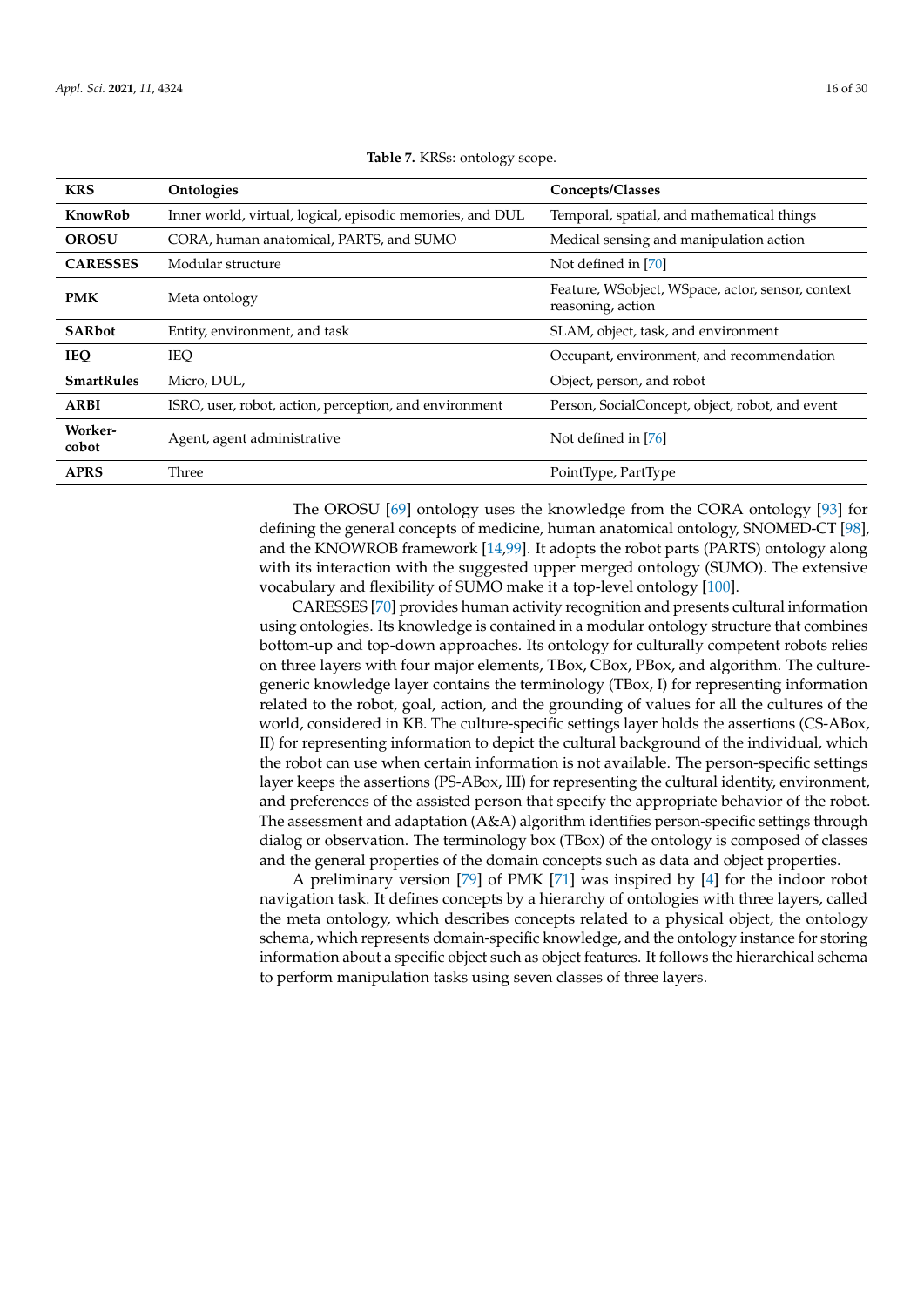**Table 7.** KRSs: ontology scope.

| KRS | Ontologies | Concepts/Classes |
|---|---|---|
| **KnowRob** | Inner world, virtual, logical, episodic memories, and DUL | Temporal, spatial, and mathematical things |
| **OROSU** | CORA, human anatomical, PARTS, and SUMO | Medical sensing and manipulation action |
| **CARESSES** | Modular structure | Not defined in [70] |
| **PMK** | Meta ontology | Feature, WSobject, WSpace, actor, sensor, context reasoning, action |
| **SARbot** | Entity, environment, and task | SLAM, object, task, and environment |
| **IEQ** | IEQ | Occupant, environment, and recommendation |
| **SmartRules** | Micro, DUL, | Object, person, and robot |
| **ARBI** | ISRO, user, robot, action, perception, and environment | Person, SocialConcept, object, robot, and event |
| **Worker-cobot** | Agent, agent administrative | Not defined in [76] |
| **APRS** | Three | PointType, PartType |

The OROSU [69] ontology uses the knowledge from the CORA ontology [93] for defining the general concepts of medicine, human anatomical ontology, SNOMED-CT [98], and the KNOWROB framework [14,99]. It adopts the robot parts (PARTS) ontology along with its interaction with the suggested upper merged ontology (SUMO). The extensive vocabulary and flexibility of SUMO make it a top-level ontology [100].

CARESSES [70] provides human activity recognition and presents cultural information using ontologies. Its knowledge is contained in a modular ontology structure that combines bottom-up and top-down approaches. Its ontology for culturally competent robots relies on three layers with four major elements, TBox, CBox, PBox, and algorithm. The culture-generic knowledge layer contains the terminology (TBox, I) for representing information related to the robot, goal, action, and the grounding of values for all the cultures of the world, considered in KB. The culture-specific settings layer holds the assertions (CS-ABox, II) for representing information to depict the cultural background of the individual, which the robot can use when certain information is not available. The person-specific settings layer keeps the assertions (PS-ABox, III) for representing the cultural identity, environment, and preferences of the assisted person that specify the appropriate behavior of the robot. The assessment and adaptation (A&A) algorithm identifies person-specific settings through dialog or observation. The terminology box (TBox) of the ontology is composed of classes and the general properties of the domain concepts such as data and object properties.

A preliminary version [79] of PMK [71] was inspired by [4] for the indoor robot navigation task. It defines concepts by a hierarchy of ontologies with three layers, called the meta ontology, which describes concepts related to a physical object, the ontology schema, which represents domain-specific knowledge, and the ontology instance for storing information about a specific object such as object features. It follows the hierarchical schema to perform manipulation tasks using seven classes of three layers.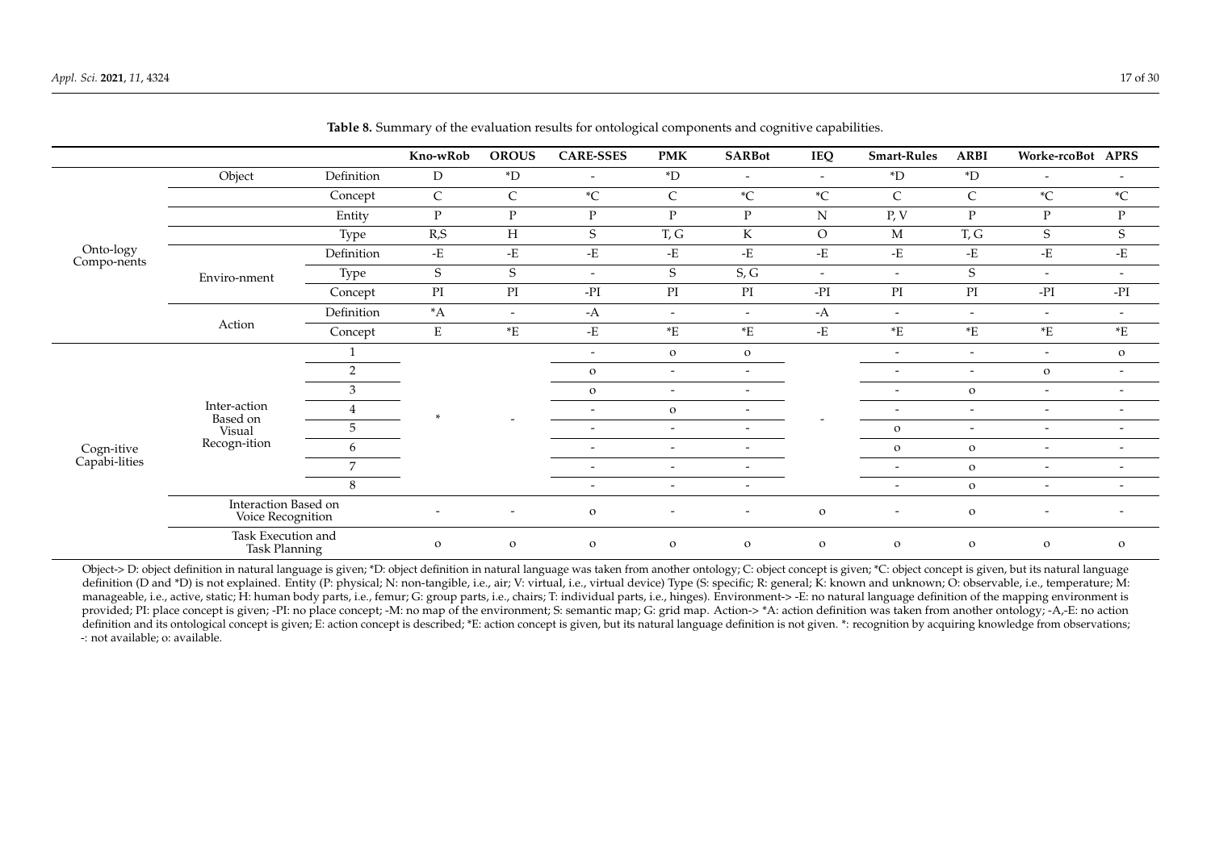**Table 8.** Summary of the evaluation results for ontological components and cognitive capabilities.

| | | | Kno-wRob | OROUS | CARE-SSES | PMK | SARBot | IEQ | Smart-Rules | ARBI | Worke-rcoBot | APRS |
|---|---|---|---|---|---|---|---|---|---|---|---|---|
| Onto-logy Compo-nents | Object | Definition | D | *D | - | *D | - | - | *D | *D | - | - |
| | | Concept | C | C | *C | C | *C | *C | C | C | *C | *C |
| | | Entity | P | P | P | P | P | N | P, V | P | P | P |
| | | Type | R,S | H | S | T, G | K | O | M | T, G | S | S |
| | Enviro-nment | Definition | -E | -E | -E | -E | -E | -E | -E | -E | -E | -E |
| | | Type | S | S | - | S | S, G | - | - | S | - | - |
| | | Concept | PI | PI | -PI | PI | PI | -PI | PI | PI | -PI | -PI |
| | Action | Definition | *A | - | -A | - | - | -A | - | - | - | - |
| | | Concept | E | *E | -E | *E | *E | -E | *E | *E | *E | *E |
| Cogn-itive Capabi-lities | Inter-action Based on Visual Recogn-ition | 1 | * | - | - | o | o | - | - | - | - | o |
| | | 2 | | | o | - | - | | - | - | o | - |
| | | 3 | | | o | - | - | | - | o | - | - |
| | | 4 | | | - | o | - | | - | - | - | - |
| | | 5 | | | - | - | - | | o | - | - | - |
| | | 6 | | | - | - | - | | o | o | - | - |
| | | 7 | | | - | - | - | | - | o | - | - |
| | | 8 | | | - | - | - | | - | o | - | - |
| | Interaction Based on Voice Recognition | | - | - | o | - | - | o | - | o | - | - |
| | Task Execution and Task Planning | | o | o | o | o | o | o | o | o | o | o |

Object-> D: object definition in natural language is given; *D: object definition in natural language was taken from another ontology; C: object concept is given; *C: object concept is given, but its natural language definition (D and *D) is not explained. Entity (P: physical; N: non-tangible, i.e., air; V: virtual, i.e., virtual device) Type (S: specific; R: general; K: known and unknown; O: observable, i.e., temperature; M: manageable, i.e., active, static; H: human body parts, i.e., femur; G: group parts, i.e., chairs; T: individual parts, i.e., hinges). Environment-> -E: no natural language definition of the mapping environment is provided; PI: place concept is given; -PI: no place concept; -M: no map of the environment; S: semantic map; G: grid map. Action-> *A: action definition was taken from another ontology; -A,-E: no action definition and its ontological concept is given; E: action concept is described; *E: action concept is given, but its natural language definition is not given. *: recognition by acquiring knowledge from observations; -: not available; o: available.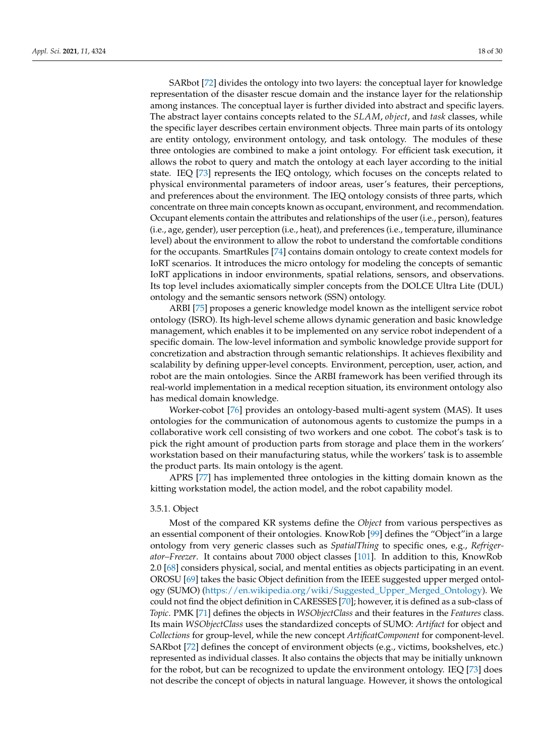SARbot [72] divides the ontology into two layers: the conceptual layer for knowledge representation of the disaster rescue domain and the instance layer for the relationship among instances. The conceptual layer is further divided into abstract and specific layers. The abstract layer contains concepts related to the *SLAM*, *object*, and *task* classes, while the specific layer describes certain environment objects. Three main parts of its ontology are entity ontology, environment ontology, and task ontology. The modules of these three ontologies are combined to make a joint ontology. For efficient task execution, it allows the robot to query and match the ontology at each layer according to the initial state. IEQ [73] represents the IEQ ontology, which focuses on the concepts related to physical environmental parameters of indoor areas, user's features, their perceptions, and preferences about the environment. The IEQ ontology consists of three parts, which concentrate on three main concepts known as occupant, environment, and recommendation. Occupant elements contain the attributes and relationships of the user (i.e., person), features (i.e., age, gender), user perception (i.e., heat), and preferences (i.e., temperature, illuminance level) about the environment to allow the robot to understand the comfortable conditions for the occupants. SmartRules [74] contains domain ontology to create context models for IoRT scenarios. It introduces the micro ontology for modeling the concepts of semantic IoRT applications in indoor environments, spatial relations, sensors, and observations. Its top level includes axiomatically simpler concepts from the DOLCE Ultra Lite (DUL) ontology and the semantic sensors network (SSN) ontology.

ARBI [75] proposes a generic knowledge model known as the intelligent service robot ontology (ISRO). Its high-level scheme allows dynamic generation and basic knowledge management, which enables it to be implemented on any service robot independent of a specific domain. The low-level information and symbolic knowledge provide support for concretization and abstraction through semantic relationships. It achieves flexibility and scalability by defining upper-level concepts. Environment, perception, user, action, and robot are the main ontologies. Since the ARBI framework has been verified through its real-world implementation in a medical reception situation, its environment ontology also has medical domain knowledge.

Worker-cobot [76] provides an ontology-based multi-agent system (MAS). It uses ontologies for the communication of autonomous agents to customize the pumps in a collaborative work cell consisting of two workers and one cobot. The cobot's task is to pick the right amount of production parts from storage and place them in the workers' workstation based on their manufacturing status, while the workers' task is to assemble the product parts. Its main ontology is the agent.

APRS [77] has implemented three ontologies in the kitting domain known as the kitting workstation model, the action model, and the robot capability model.

#### 3.5.1. Object

Most of the compared KR systems define the *Object* from various perspectives as an essential component of their ontologies. KnowRob [99] defines the "Object"in a large ontology from very generic classes such as *SpatialThing* to specific ones, e.g., *Refrigerator–Freezer*. It contains about 7000 object classes [101]. In addition to this, KnowRob 2.0 [68] considers physical, social, and mental entities as objects participating in an event. OROSU [69] takes the basic Object definition from the IEEE suggested upper merged ontology (SUMO) (https://en.wikipedia.org/wiki/Suggested_Upper_Merged_Ontology). We could not find the object definition in CARESSES [70]; however, it is defined as a sub-class of *Topic*. PMK [71] defines the objects in *WSObjectClass* and their features in the *Features* class. Its main *WSObjectClass* uses the standardized concepts of SUMO: *Artifact* for object and *Collections* for group-level, while the new concept *ArtificatComponent* for component-level. SARbot [72] defines the concept of environment objects (e.g., victims, bookshelves, etc.) represented as individual classes. It also contains the objects that may be initially unknown for the robot, but can be recognized to update the environment ontology. IEQ [73] does not describe the concept of objects in natural language. However, it shows the ontological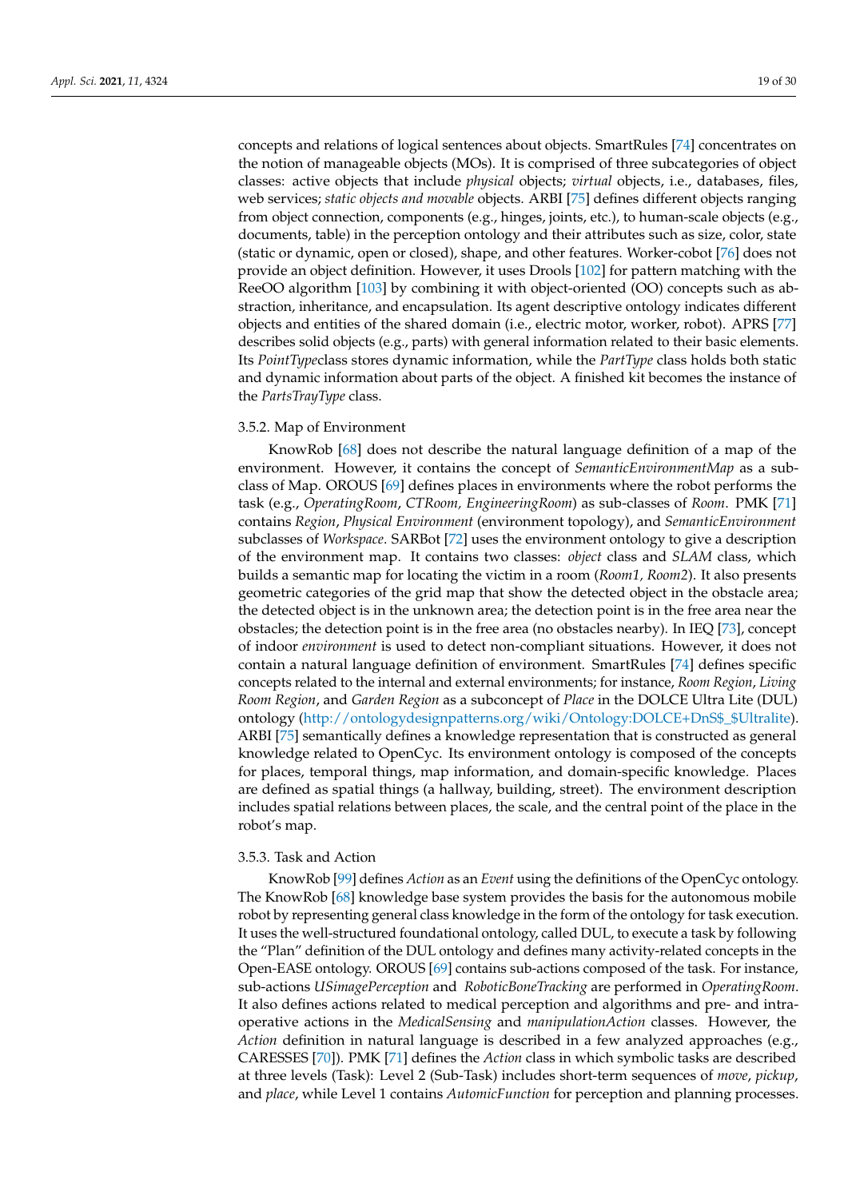concepts and relations of logical sentences about objects. SmartRules [74] concentrates on the notion of manageable objects (MOs). It is comprised of three subcategories of object classes: active objects that include *physical* objects; *virtual* objects, i.e., databases, files, web services; *static objects and movable* objects. ARBI [75] defines different objects ranging from object connection, components (e.g., hinges, joints, etc.), to human-scale objects (e.g., documents, table) in the perception ontology and their attributes such as size, color, state (static or dynamic, open or closed), shape, and other features. Worker-cobot [76] does not provide an object definition. However, it uses Drools [102] for pattern matching with the ReeOO algorithm [103] by combining it with object-oriented (OO) concepts such as abstraction, inheritance, and encapsulation. Its agent descriptive ontology indicates different objects and entities of the shared domain (i.e., electric motor, worker, robot). APRS [77] describes solid objects (e.g., parts) with general information related to their basic elements. Its *PointType*class stores dynamic information, while the *PartType* class holds both static and dynamic information about parts of the object. A finished kit becomes the instance of the *PartsTrayType* class.

#### 3.5.2. Map of Environment

KnowRob [68] does not describe the natural language definition of a map of the environment. However, it contains the concept of *SemanticEnvironmentMap* as a subclass of Map. OROUS [69] defines places in environments where the robot performs the task (e.g., *OperatingRoom*, *CTRoom, EngineeringRoom*) as sub-classes of *Room*. PMK [71] contains *Region*, *Physical Environment* (environment topology), and *SemanticEnvironment* subclasses of *Workspace*. SARBot [72] uses the environment ontology to give a description of the environment map. It contains two classes: *object* class and *SLAM* class, which builds a semantic map for locating the victim in a room (*Room1, Room2*). It also presents geometric categories of the grid map that show the detected object in the obstacle area; the detected object is in the unknown area; the detection point is in the free area near the obstacles; the detection point is in the free area (no obstacles nearby). In IEQ [73], concept of indoor *environment* is used to detect non-compliant situations. However, it does not contain a natural language definition of environment. SmartRules [74] defines specific concepts related to the internal and external environments; for instance, *Room Region*, *Living Room Region*, and *Garden Region* as a subconcept of *Place* in the DOLCE Ultra Lite (DUL) ontology (http://ontologydesignpatterns.org/wiki/Ontology:DOLCE+DnS$_$Ultralite). ARBI [75] semantically defines a knowledge representation that is constructed as general knowledge related to OpenCyc. Its environment ontology is composed of the concepts for places, temporal things, map information, and domain-specific knowledge. Places are defined as spatial things (a hallway, building, street). The environment description includes spatial relations between places, the scale, and the central point of the place in the robot's map.

#### 3.5.3. Task and Action

KnowRob [99] defines *Action* as an *Event* using the definitions of the OpenCyc ontology. The KnowRob [68] knowledge base system provides the basis for the autonomous mobile robot by representing general class knowledge in the form of the ontology for task execution. It uses the well-structured foundational ontology, called DUL, to execute a task by following the "Plan" definition of the DUL ontology and defines many activity-related concepts in the Open-EASE ontology. OROUS [69] contains sub-actions composed of the task. For instance, sub-actions *USimagePerception* and *RoboticBoneTracking* are performed in *OperatingRoom*. It also defines actions related to medical perception and algorithms and pre- and intra-operative actions in the *MedicalSensing* and *manipulationAction* classes. However, the *Action* definition in natural language is described in a few analyzed approaches (e.g., CARESSES [70]). PMK [71] defines the *Action* class in which symbolic tasks are described at three levels (Task): Level 2 (Sub-Task) includes short-term sequences of *move*, *pickup*, and *place*, while Level 1 contains *AutomicFunction* for perception and planning processes.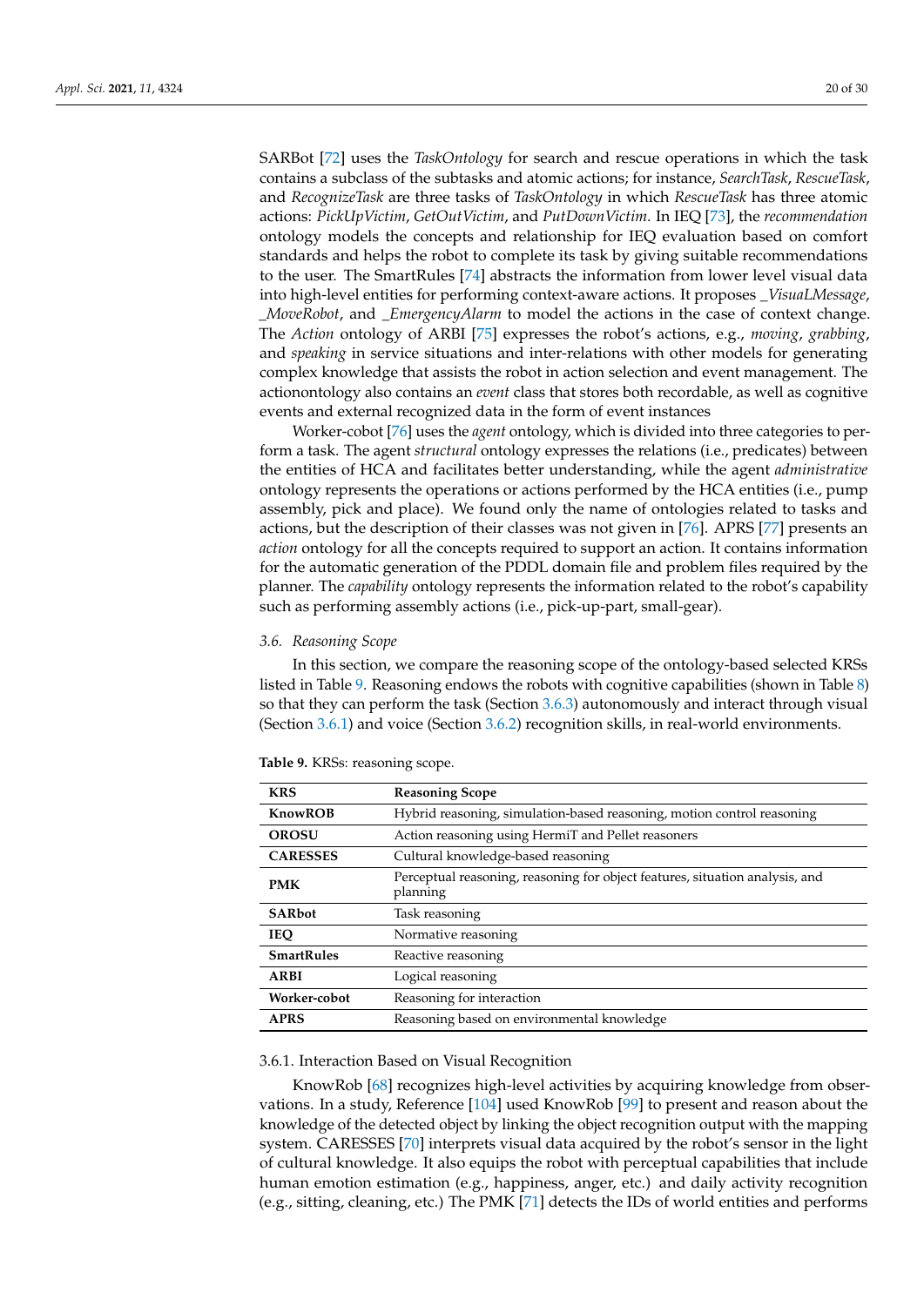SARBot [72] uses the *TaskOntology* for search and rescue operations in which the task contains a subclass of the subtasks and atomic actions; for instance, *SearchTask*, *RescueTask*, and *RecognizeTask* are three tasks of *TaskOntology* in which *RescueTask* has three atomic actions: *PickUpVictim*, *GetOutVictim*, and *PutDownVictim*. In IEQ [73], the *recommendation* ontology models the concepts and relationship for IEQ evaluation based on comfort standards and helps the robot to complete its task by giving suitable recommendations to the user. The SmartRules [74] abstracts the information from lower level visual data into high-level entities for performing context-aware actions. It proposes *_VisuaLMessage*, *_MoveRobot*, and *_EmergencyAlarm* to model the actions in the case of context change. The *Action* ontology of ARBI [75] expresses the robot's actions, e.g., *moving*, *grabbing*, and *speaking* in service situations and inter-relations with other models for generating complex knowledge that assists the robot in action selection and event management. The actionontology also contains an *event* class that stores both recordable, as well as cognitive events and external recognized data in the form of event instances

Worker-cobot [76] uses the *agent* ontology, which is divided into three categories to perform a task. The agent *structural* ontology expresses the relations (i.e., predicates) between the entities of HCA and facilitates better understanding, while the agent *administrative* ontology represents the operations or actions performed by the HCA entities (i.e., pump assembly, pick and place). We found only the name of ontologies related to tasks and actions, but the description of their classes was not given in [76]. APRS [77] presents an *action* ontology for all the concepts required to support an action. It contains information for the automatic generation of the PDDL domain file and problem files required by the planner. The *capability* ontology represents the information related to the robot's capability such as performing assembly actions (i.e., pick-up-part, small-gear).

### 3.6. Reasoning Scope

In this section, we compare the reasoning scope of the ontology-based selected KRSs listed in Table 9. Reasoning endows the robots with cognitive capabilities (shown in Table 8) so that they can perform the task (Section 3.6.3) autonomously and interact through visual (Section 3.6.1) and voice (Section 3.6.2) recognition skills, in real-world environments.

**Table 9.** KRSs: reasoning scope.

| KRS | Reasoning Scope |
|---|---|
| **KnowROB** | Hybrid reasoning, simulation-based reasoning, motion control reasoning |
| **OROSU** | Action reasoning using HermiT and Pellet reasoners |
| **CARESSES** | Cultural knowledge-based reasoning |
| **PMK** | Perceptual reasoning, reasoning for object features, situation analysis, and planning |
| **SARbot** | Task reasoning |
| **IEQ** | Normative reasoning |
| **SmartRules** | Reactive reasoning |
| **ARBI** | Logical reasoning |
| **Worker-cobot** | Reasoning for interaction |
| **APRS** | Reasoning based on environmental knowledge |

#### 3.6.1. Interaction Based on Visual Recognition

KnowRob [68] recognizes high-level activities by acquiring knowledge from observations. In a study, Reference [104] used KnowRob [99] to present and reason about the knowledge of the detected object by linking the object recognition output with the mapping system. CARESSES [70] interprets visual data acquired by the robot's sensor in the light of cultural knowledge. It also equips the robot with perceptual capabilities that include human emotion estimation (e.g., happiness, anger, etc.) and daily activity recognition (e.g., sitting, cleaning, etc.) The PMK [71] detects the IDs of world entities and performs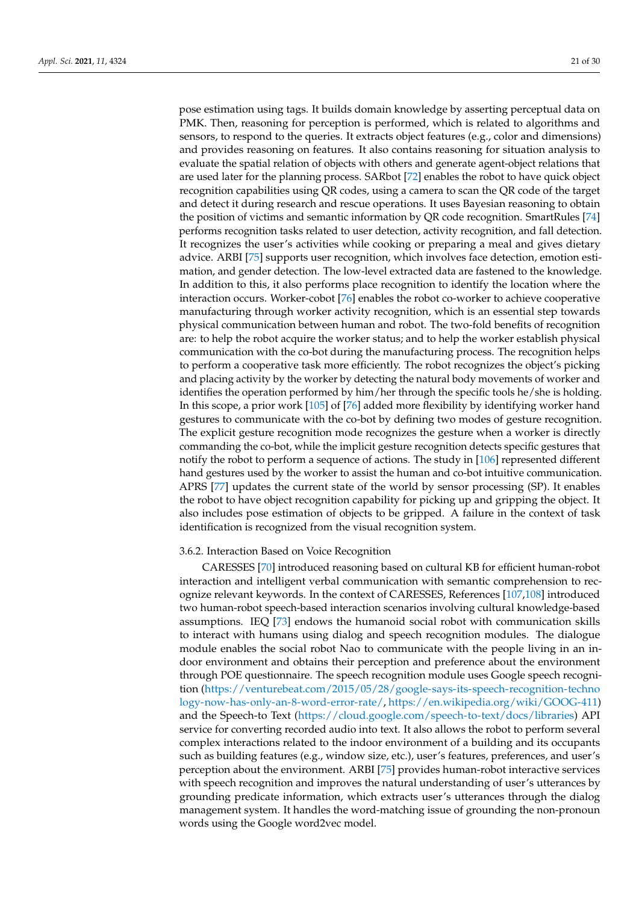pose estimation using tags. It builds domain knowledge by asserting perceptual data on PMK. Then, reasoning for perception is performed, which is related to algorithms and sensors, to respond to the queries. It extracts object features (e.g., color and dimensions) and provides reasoning on features. It also contains reasoning for situation analysis to evaluate the spatial relation of objects with others and generate agent-object relations that are used later for the planning process. SARbot [72] enables the robot to have quick object recognition capabilities using QR codes, using a camera to scan the QR code of the target and detect it during research and rescue operations. It uses Bayesian reasoning to obtain the position of victims and semantic information by QR code recognition. SmartRules [74] performs recognition tasks related to user detection, activity recognition, and fall detection. It recognizes the user's activities while cooking or preparing a meal and gives dietary advice. ARBI [75] supports user recognition, which involves face detection, emotion estimation, and gender detection. The low-level extracted data are fastened to the knowledge. In addition to this, it also performs place recognition to identify the location where the interaction occurs. Worker-cobot [76] enables the robot co-worker to achieve cooperative manufacturing through worker activity recognition, which is an essential step towards physical communication between human and robot. The two-fold benefits of recognition are: to help the robot acquire the worker status; and to help the worker establish physical communication with the co-bot during the manufacturing process. The recognition helps to perform a cooperative task more efficiently. The robot recognizes the object's picking and placing activity by the worker by detecting the natural body movements of worker and identifies the operation performed by him/her through the specific tools he/she is holding. In this scope, a prior work [105] of [76] added more flexibility by identifying worker hand gestures to communicate with the co-bot by defining two modes of gesture recognition. The explicit gesture recognition mode recognizes the gesture when a worker is directly commanding the co-bot, while the implicit gesture recognition detects specific gestures that notify the robot to perform a sequence of actions. The study in [106] represented different hand gestures used by the worker to assist the human and co-bot intuitive communication. APRS [77] updates the current state of the world by sensor processing (SP). It enables the robot to have object recognition capability for picking up and gripping the object. It also includes pose estimation of objects to be gripped. A failure in the context of task identification is recognized from the visual recognition system.

#### 3.6.2. Interaction Based on Voice Recognition

CARESSES [70] introduced reasoning based on cultural KB for efficient human-robot interaction and intelligent verbal communication with semantic comprehension to recognize relevant keywords. In the context of CARESSES, References [107,108] introduced two human-robot speech-based interaction scenarios involving cultural knowledge-based assumptions. IEQ [73] endows the humanoid social robot with communication skills to interact with humans using dialog and speech recognition modules. The dialogue module enables the social robot Nao to communicate with the people living in an indoor environment and obtains their perception and preference about the environment through POE questionnaire. The speech recognition module uses Google speech recognition (https://venturebeat.com/2015/05/28/google-says-its-speech-recognition-technology-now-has-only-an-8-word-error-rate/, https://en.wikipedia.org/wiki/GOOG-411) and the Speech-to Text (https://cloud.google.com/speech-to-text/docs/libraries) API service for converting recorded audio into text. It also allows the robot to perform several complex interactions related to the indoor environment of a building and its occupants such as building features (e.g., window size, etc.), user's features, preferences, and user's perception about the environment. ARBI [75] provides human-robot interactive services with speech recognition and improves the natural understanding of user's utterances by grounding predicate information, which extracts user's utterances through the dialog management system. It handles the word-matching issue of grounding the non-pronoun words using the Google word2vec model.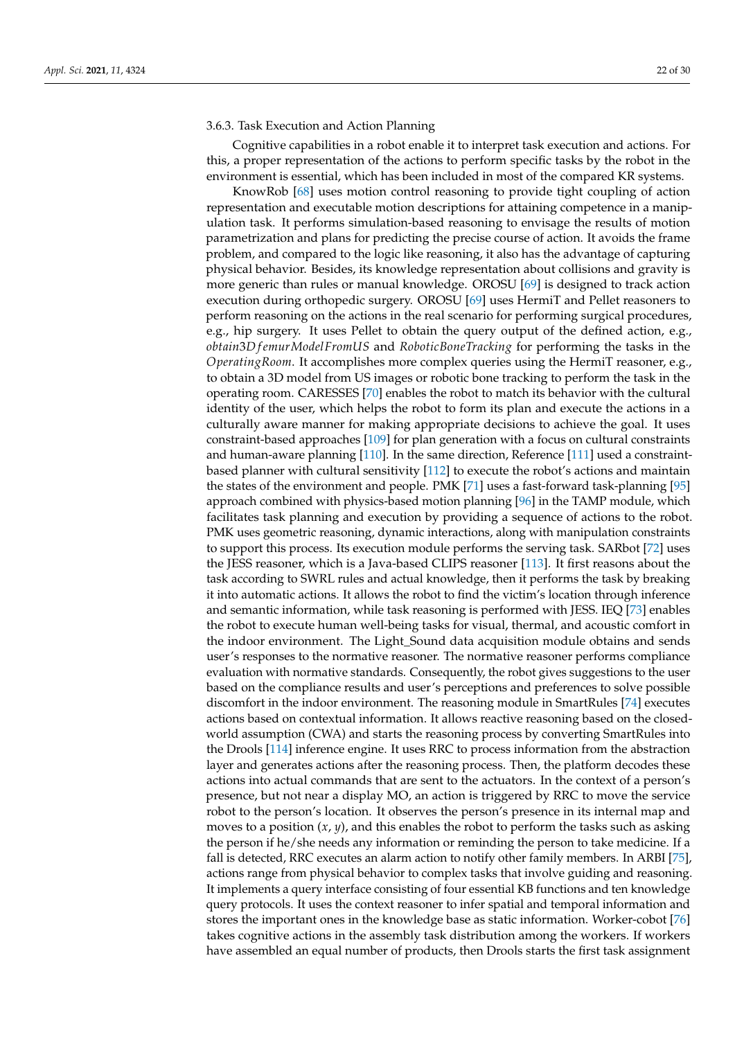#### 3.6.3. Task Execution and Action Planning

Cognitive capabilities in a robot enable it to interpret task execution and actions. For this, a proper representation of the actions to perform specific tasks by the robot in the environment is essential, which has been included in most of the compared KR systems.

KnowRob [68] uses motion control reasoning to provide tight coupling of action representation and executable motion descriptions for attaining competence in a manipulation task. It performs simulation-based reasoning to envisage the results of motion parametrization and plans for predicting the precise course of action. It avoids the frame problem, and compared to the logic like reasoning, it also has the advantage of capturing physical behavior. Besides, its knowledge representation about collisions and gravity is more generic than rules or manual knowledge. OROSU [69] is designed to track action execution during orthopedic surgery. OROSU [69] uses HermiT and Pellet reasoners to perform reasoning on the actions in the real scenario for performing surgical procedures, e.g., hip surgery. It uses Pellet to obtain the query output of the defined action, e.g., $obtain3DfemurModelFromUS$ and $RoboticBoneTracking$ for performing the tasks in the $OperatingRoom$. It accomplishes more complex queries using the HermiT reasoner, e.g., to obtain a 3D model from US images or robotic bone tracking to perform the task in the operating room. CARESSES [70] enables the robot to match its behavior with the cultural identity of the user, which helps the robot to form its plan and execute the actions in a culturally aware manner for making appropriate decisions to achieve the goal. It uses constraint-based approaches [109] for plan generation with a focus on cultural constraints and human-aware planning [110]. In the same direction, Reference [111] used a constraint-based planner with cultural sensitivity [112] to execute the robot's actions and maintain the states of the environment and people. PMK [71] uses a fast-forward task-planning [95] approach combined with physics-based motion planning [96] in the TAMP module, which facilitates task planning and execution by providing a sequence of actions to the robot. PMK uses geometric reasoning, dynamic interactions, along with manipulation constraints to support this process. Its execution module performs the serving task. SARbot [72] uses the JESS reasoner, which is a Java-based CLIPS reasoner [113]. It first reasons about the task according to SWRL rules and actual knowledge, then it performs the task by breaking it into automatic actions. It allows the robot to find the victim's location through inference and semantic information, while task reasoning is performed with JESS. IEQ [73] enables the robot to execute human well-being tasks for visual, thermal, and acoustic comfort in the indoor environment. The Light_Sound data acquisition module obtains and sends user's responses to the normative reasoner. The normative reasoner performs compliance evaluation with normative standards. Consequently, the robot gives suggestions to the user based on the compliance results and user's perceptions and preferences to solve possible discomfort in the indoor environment. The reasoning module in SmartRules [74] executes actions based on contextual information. It allows reactive reasoning based on the closed-world assumption (CWA) and starts the reasoning process by converting SmartRules into the Drools [114] inference engine. It uses RRC to process information from the abstraction layer and generates actions after the reasoning process. Then, the platform decodes these actions into actual commands that are sent to the actuators. In the context of a person's presence, but not near a display MO, an action is triggered by RRC to move the service robot to the person's location. It observes the person's presence in its internal map and moves to a position $(x, y)$, and this enables the robot to perform the tasks such as asking the person if he/she needs any information or reminding the person to take medicine. If a fall is detected, RRC executes an alarm action to notify other family members. In ARBI [75], actions range from physical behavior to complex tasks that involve guiding and reasoning. It implements a query interface consisting of four essential KB functions and ten knowledge query protocols. It uses the context reasoner to infer spatial and temporal information and stores the important ones in the knowledge base as static information. Worker-cobot [76] takes cognitive actions in the assembly task distribution among the workers. If workers have assembled an equal number of products, then Drools starts the first task assignment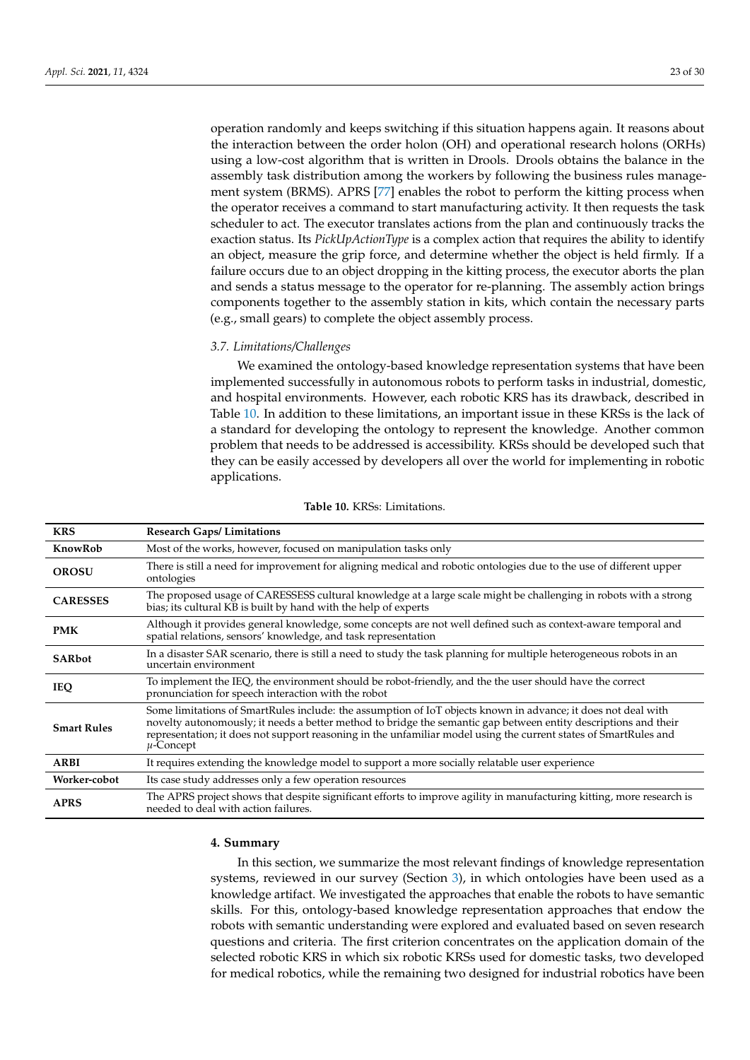operation randomly and keeps switching if this situation happens again. It reasons about the interaction between the order holon (OH) and operational research holons (ORHs) using a low-cost algorithm that is written in Drools. Drools obtains the balance in the assembly task distribution among the workers by following the business rules management system (BRMS). APRS [77] enables the robot to perform the kitting process when the operator receives a command to start manufacturing activity. It then requests the task scheduler to act. The executor translates actions from the plan and continuously tracks the exaction status. Its *PickUpActionType* is a complex action that requires the ability to identify an object, measure the grip force, and determine whether the object is held firmly. If a failure occurs due to an object dropping in the kitting process, the executor aborts the plan and sends a status message to the operator for re-planning. The assembly action brings components together to the assembly station in kits, which contain the necessary parts (e.g., small gears) to complete the object assembly process.

### *3.7. Limitations/Challenges*

We examined the ontology-based knowledge representation systems that have been implemented successfully in autonomous robots to perform tasks in industrial, domestic, and hospital environments. However, each robotic KRS has its drawback, described in Table 10. In addition to these limitations, an important issue in these KRSs is the lack of a standard for developing the ontology to represent the knowledge. Another common problem that needs to be addressed is accessibility. KRSs should be developed such that they can be easily accessed by developers all over the world for implementing in robotic applications.

**Table 10.** KRSs: Limitations.

| KRS | Research Gaps/ Limitations |
| --- | --- |
| **KnowRob** | Most of the works, however, focused on manipulation tasks only |
| **OROSU** | There is still a need for improvement for aligning medical and robotic ontologies due to the use of different upper ontologies |
| **CARESSES** | The proposed usage of CARESSESS cultural knowledge at a large scale might be challenging in robots with a strong bias; its cultural KB is built by hand with the help of experts |
| **PMK** | Although it provides general knowledge, some concepts are not well defined such as context-aware temporal and spatial relations, sensors' knowledge, and task representation |
| **SARbot** | In a disaster SAR scenario, there is still a need to study the task planning for multiple heterogeneous robots in an uncertain environment |
| **IEQ** | To implement the IEQ, the environment should be robot-friendly, and the the user should have the correct pronunciation for speech interaction with the robot |
| **Smart Rules** | Some limitations of SmartRules include: the assumption of IoT objects known in advance; it does not deal with novelty autonomously; it needs a better method to bridge the semantic gap between entity descriptions and their representation; it does not support reasoning in the unfamiliar model using the current states of SmartRules and $\mu$-Concept |
| **ARBI** | It requires extending the knowledge model to support a more socially relatable user experience |
| **Worker-cobot** | Its case study addresses only a few operation resources |
| **APRS** | The APRS project shows that despite significant efforts to improve agility in manufacturing kitting, more research is needed to deal with action failures. |

## 4. Summary

In this section, we summarize the most relevant findings of knowledge representation systems, reviewed in our survey (Section 3), in which ontologies have been used as a knowledge artifact. We investigated the approaches that enable the robots to have semantic skills. For this, ontology-based knowledge representation approaches that endow the robots with semantic understanding were explored and evaluated based on seven research questions and criteria. The first criterion concentrates on the application domain of the selected robotic KRS in which six robotic KRSs used for domestic tasks, two developed for medical robotics, while the remaining two designed for industrial robotics have been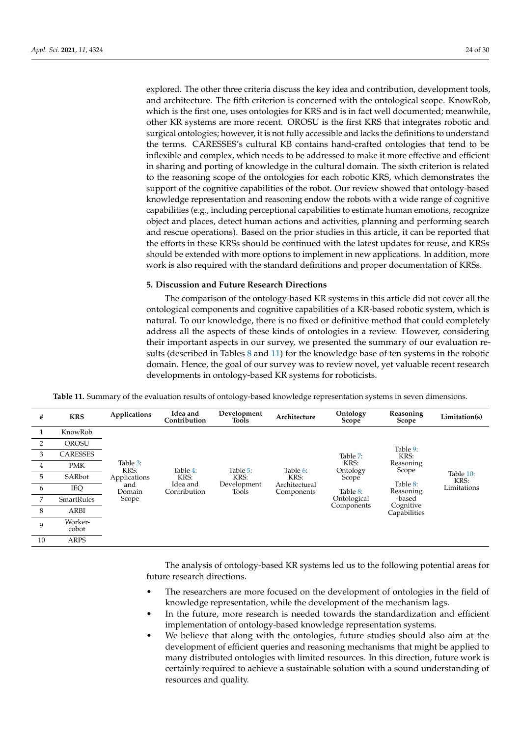explored. The other three criteria discuss the key idea and contribution, development tools, and architecture. The fifth criterion is concerned with the ontological scope. KnowRob, which is the first one, uses ontologies for KRS and is in fact well documented; meanwhile, other KR systems are more recent. OROSU is the first KRS that integrates robotic and surgical ontologies; however, it is not fully accessible and lacks the definitions to understand the terms. CARESSES's cultural KB contains hand-crafted ontologies that tend to be inflexible and complex, which needs to be addressed to make it more effective and efficient in sharing and porting of knowledge in the cultural domain. The sixth criterion is related to the reasoning scope of the ontologies for each robotic KRS, which demonstrates the support of the cognitive capabilities of the robot. Our review showed that ontology-based knowledge representation and reasoning endow the robots with a wide range of cognitive capabilities (e.g., including perceptional capabilities to estimate human emotions, recognize object and places, detect human actions and activities, planning and performing search and rescue operations). Based on the prior studies in this article, it can be reported that the efforts in these KRSs should be continued with the latest updates for reuse, and KRSs should be extended with more options to implement in new applications. In addition, more work is also required with the standard definitions and proper documentation of KRSs.

## 5. Discussion and Future Research Directions

The comparison of the ontology-based KR systems in this article did not cover all the ontological components and cognitive capabilities of a KR-based robotic system, which is natural. To our knowledge, there is no fixed or definitive method that could completely address all the aspects of these kinds of ontologies in a review. However, considering their important aspects in our survey, we presented the summary of our evaluation results (described in Tables 8 and 11) for the knowledge base of ten systems in the robotic domain. Hence, the goal of our survey was to review novel, yet valuable recent research developments in ontology-based KR systems for roboticists.

**Table 11.** Summary of the evaluation results of ontology-based knowledge representation systems in seven dimensions.

| # | KRS | Applications | Idea and Contribution | Development Tools | Architecture | Ontology Scope | Reasoning Scope | Limitation(s) |
|---|---|---|---|---|---|---|---|---|
| 1 | KnowRob | Table 3: KRS: Applications and Domain Scope | Table 4: KRS: Idea and Contribution | Table 5: KRS: Development Tools | Table 6: KRS: Architectural Components | Table 7: KRS: Ontology Scope; Table 8: Ontological Components | Table 9: KRS: Reasoning Scope; Table 8: Reasoning-based Cognitive Capabilities | Table 10: KRS: Limitations |
| 2 | OROSU | | | | | | | |
| 3 | CARESSES | | | | | | | |
| 4 | PMK | | | | | | | |
| 5 | SARbot | | | | | | | |
| 6 | IEQ | | | | | | | |
| 7 | SmartRules | | | | | | | |
| 8 | ARBI | | | | | | | |
| 9 | Worker-cobot | | | | | | | |
| 10 | ARPS | | | | | | | |

The analysis of ontology-based KR systems led us to the following potential areas for future research directions.

- The researchers are more focused on the development of ontologies in the field of knowledge representation, while the development of the mechanism lags.
- In the future, more research is needed towards the standardization and efficient implementation of ontology-based knowledge representation systems.
- We believe that along with the ontologies, future studies should also aim at the development of efficient queries and reasoning mechanisms that might be applied to many distributed ontologies with limited resources. In this direction, future work is certainly required to achieve a sustainable solution with a sound understanding of resources and quality.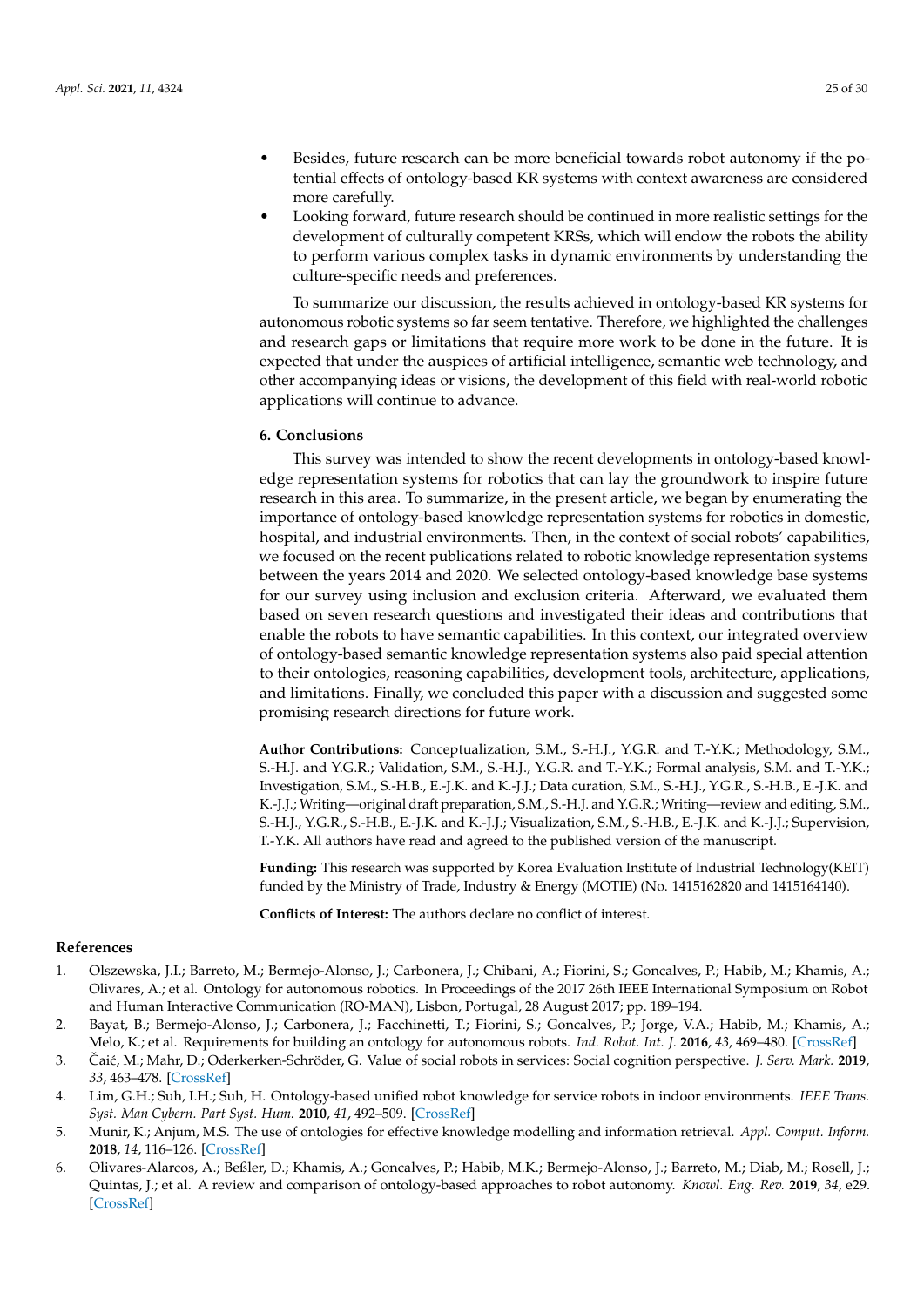- Besides, future research can be more beneficial towards robot autonomy if the potential effects of ontology-based KR systems with context awareness are considered more carefully.
- Looking forward, future research should be continued in more realistic settings for the development of culturally competent KRSs, which will endow the robots the ability to perform various complex tasks in dynamic environments by understanding the culture-specific needs and preferences.

To summarize our discussion, the results achieved in ontology-based KR systems for autonomous robotic systems so far seem tentative. Therefore, we highlighted the challenges and research gaps or limitations that require more work to be done in the future. It is expected that under the auspices of artificial intelligence, semantic web technology, and other accompanying ideas or visions, the development of this field with real-world robotic applications will continue to advance.

## 6. Conclusions

This survey was intended to show the recent developments in ontology-based knowledge representation systems for robotics that can lay the groundwork to inspire future research in this area. To summarize, in the present article, we began by enumerating the importance of ontology-based knowledge representation systems for robotics in domestic, hospital, and industrial environments. Then, in the context of social robots' capabilities, we focused on the recent publications related to robotic knowledge representation systems between the years 2014 and 2020. We selected ontology-based knowledge base systems for our survey using inclusion and exclusion criteria. Afterward, we evaluated them based on seven research questions and investigated their ideas and contributions that enable the robots to have semantic capabilities. In this context, our integrated overview of ontology-based semantic knowledge representation systems also paid special attention to their ontologies, reasoning capabilities, development tools, architecture, applications, and limitations. Finally, we concluded this paper with a discussion and suggested some promising research directions for future work.

**Author Contributions:** Conceptualization, S.M., S.-H.J., Y.G.R. and T.-Y.K.; Methodology, S.M., S.-H.J. and Y.G.R.; Validation, S.M., S.-H.J., Y.G.R. and T.-Y.K.; Formal analysis, S.M. and T.-Y.K.; Investigation, S.M., S.-H.B., E.-J.K. and K.-J.J.; Data curation, S.M., S.-H.J., Y.G.R., S.-H.B., E.-J.K. and K.-J.J.; Writing—original draft preparation, S.M., S.-H.J. and Y.G.R.; Writing—review and editing, S.M., S.-H.J., Y.G.R., S.-H.B., E.-J.K. and K.-J.J.; Visualization, S.M., S.-H.B., E.-J.K. and K.-J.J.; Supervision, T.-Y.K. All authors have read and agreed to the published version of the manuscript.

**Funding:** This research was supported by Korea Evaluation Institute of Industrial Technology(KEIT) funded by the Ministry of Trade, Industry & Energy (MOTIE) (No. 1415162820 and 1415164140).

**Conflicts of Interest:** The authors declare no conflict of interest.

## References

1. Olszewska, J.I.; Barreto, M.; Bermejo-Alonso, J.; Carbonera, J.; Chibani, A.; Fiorini, S.; Goncalves, P.; Habib, M.; Khamis, A.; Olivares, A.; et al. Ontology for autonomous robotics. In Proceedings of the 2017 26th IEEE International Symposium on Robot and Human Interactive Communication (RO-MAN), Lisbon, Portugal, 28 August 2017; pp. 189–194.
2. Bayat, B.; Bermejo-Alonso, J.; Carbonera, J.; Facchinetti, T.; Fiorini, S.; Goncalves, P.; Jorge, V.A.; Habib, M.; Khamis, A.; Melo, K.; et al. Requirements for building an ontology for autonomous robots. *Ind. Robot. Int. J.* **2016**, *43*, 469–480. [CrossRef]
3. Čaić, M.; Mahr, D.; Oderkerken-Schröder, G. Value of social robots in services: Social cognition perspective. *J. Serv. Mark.* **2019**, *33*, 463–478. [CrossRef]
4. Lim, G.H.; Suh, I.H.; Suh, H. Ontology-based unified robot knowledge for service robots in indoor environments. *IEEE Trans. Syst. Man Cybern. Part Syst. Hum.* **2010**, *41*, 492–509. [CrossRef]
5. Munir, K.; Anjum, M.S. The use of ontologies for effective knowledge modelling and information retrieval. *Appl. Comput. Inform.* **2018**, *14*, 116–126. [CrossRef]
6. Olivares-Alarcos, A.; Beßler, D.; Khamis, A.; Goncalves, P.; Habib, M.K.; Bermejo-Alonso, J.; Barreto, M.; Diab, M.; Rosell, J.; Quintas, J.; et al. A review and comparison of ontology-based approaches to robot autonomy. *Knowl. Eng. Rev.* **2019**, *34*, e29. [CrossRef]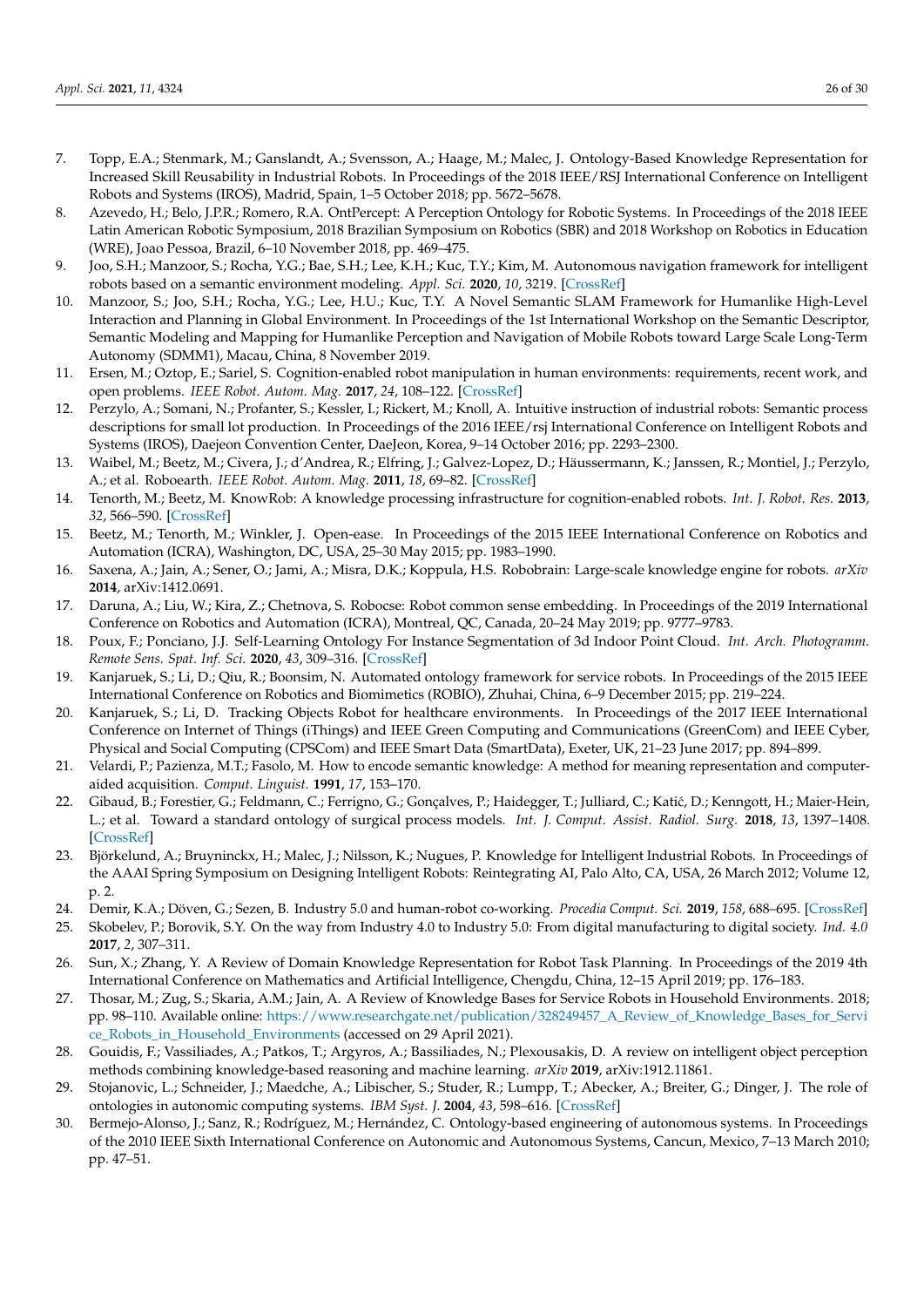7. Topp, E.A.; Stenmark, M.; Ganslandt, A.; Svensson, A.; Haage, M.; Malec, J. Ontology-Based Knowledge Representation for Increased Skill Reusability in Industrial Robots. In Proceedings of the 2018 IEEE/RSJ International Conference on Intelligent Robots and Systems (IROS), Madrid, Spain, 1–5 October 2018; pp. 5672–5678.
8. Azevedo, H.; Belo, J.P.R.; Romero, R.A. OntPercept: A Perception Ontology for Robotic Systems. In Proceedings of the 2018 IEEE Latin American Robotic Symposium, 2018 Brazilian Symposium on Robotics (SBR) and 2018 Workshop on Robotics in Education (WRE), Joao Pessoa, Brazil, 6–10 November 2018, pp. 469–475.
9. Joo, S.H.; Manzoor, S.; Rocha, Y.G.; Bae, S.H.; Lee, K.H.; Kuc, T.Y.; Kim, M. Autonomous navigation framework for intelligent robots based on a semantic environment modeling. *Appl. Sci.* **2020**, *10*, 3219. [CrossRef]
10. Manzoor, S.; Joo, S.H.; Rocha, Y.G.; Lee, H.U.; Kuc, T.Y. A Novel Semantic SLAM Framework for Humanlike High-Level Interaction and Planning in Global Environment. In Proceedings of the 1st International Workshop on the Semantic Descriptor, Semantic Modeling and Mapping for Humanlike Perception and Navigation of Mobile Robots toward Large Scale Long-Term Autonomy (SDMM1), Macau, China, 8 November 2019.
11. Ersen, M.; Oztop, E.; Sariel, S. Cognition-enabled robot manipulation in human environments: requirements, recent work, and open problems. *IEEE Robot. Autom. Mag.* **2017**, *24*, 108–122. [CrossRef]
12. Perzylo, A.; Somani, N.; Profanter, S.; Kessler, I.; Rickert, M.; Knoll, A. Intuitive instruction of industrial robots: Semantic process descriptions for small lot production. In Proceedings of the 2016 IEEE/rsj International Conference on Intelligent Robots and Systems (IROS), Daejeon Convention Center, DaeJeon, Korea, 9–14 October 2016; pp. 2293–2300.
13. Waibel, M.; Beetz, M.; Civera, J.; d'Andrea, R.; Elfring, J.; Galvez-Lopez, D.; Häussermann, K.; Janssen, R.; Montiel, J.; Perzylo, A.; et al. Roboearth. *IEEE Robot. Autom. Mag.* **2011**, *18*, 69–82. [CrossRef]
14. Tenorth, M.; Beetz, M. KnowRob: A knowledge processing infrastructure for cognition-enabled robots. *Int. J. Robot. Res.* **2013**, *32*, 566–590. [CrossRef]
15. Beetz, M.; Tenorth, M.; Winkler, J. Open-ease. In Proceedings of the 2015 IEEE International Conference on Robotics and Automation (ICRA), Washington, DC, USA, 25–30 May 2015; pp. 1983–1990.
16. Saxena, A.; Jain, A.; Sener, O.; Jami, A.; Misra, D.K.; Koppula, H.S. Robobrain: Large-scale knowledge engine for robots. *arXiv* **2014**, arXiv:1412.0691.
17. Daruna, A.; Liu, W.; Kira, Z.; Chetnova, S. Robocse: Robot common sense embedding. In Proceedings of the 2019 International Conference on Robotics and Automation (ICRA), Montreal, QC, Canada, 20–24 May 2019; pp. 9777–9783.
18. Poux, F.; Ponciano, J.J. Self-Learning Ontology For Instance Segmentation of 3d Indoor Point Cloud. *Int. Arch. Photogramm. Remote Sens. Spat. Inf. Sci.* **2020**, *43*, 309–316. [CrossRef]
19. Kanjaruek, S.; Li, D.; Qiu, R.; Boonsim, N. Automated ontology framework for service robots. In Proceedings of the 2015 IEEE International Conference on Robotics and Biomimetics (ROBIO), Zhuhai, China, 6–9 December 2015; pp. 219–224.
20. Kanjaruek, S.; Li, D. Tracking Objects Robot for healthcare environments. In Proceedings of the 2017 IEEE International Conference on Internet of Things (iThings) and IEEE Green Computing and Communications (GreenCom) and IEEE Cyber, Physical and Social Computing (CPSCom) and IEEE Smart Data (SmartData), Exeter, UK, 21–23 June 2017; pp. 894–899.
21. Velardi, P.; Pazienza, M.T.; Fasolo, M. How to encode semantic knowledge: A method for meaning representation and computer-aided acquisition. *Comput. Linguist.* **1991**, *17*, 153–170.
22. Gibaud, B.; Forestier, G.; Feldmann, C.; Ferrigno, G.; Gonçalves, P.; Haidegger, T.; Julliard, C.; Katić, D.; Kenngott, H.; Maier-Hein, L.; et al. Toward a standard ontology of surgical process models. *Int. J. Comput. Assist. Radiol. Surg.* **2018**, *13*, 1397–1408. [CrossRef]
23. Björkelund, A.; Bruyninckx, H.; Malec, J.; Nilsson, K.; Nugues, P. Knowledge for Intelligent Industrial Robots. In Proceedings of the AAAI Spring Symposium on Designing Intelligent Robots: Reintegrating AI, Palo Alto, CA, USA, 26 March 2012; Volume 12, p. 2.
24. Demir, K.A.; Döven, G.; Sezen, B. Industry 5.0 and human-robot co-working. *Procedia Comput. Sci.* **2019**, *158*, 688–695. [CrossRef]
25. Skobelev, P.; Borovik, S.Y. On the way from Industry 4.0 to Industry 5.0: From digital manufacturing to digital society. *Ind. 4.0* **2017**, *2*, 307–311.
26. Sun, X.; Zhang, Y. A Review of Domain Knowledge Representation for Robot Task Planning. In Proceedings of the 2019 4th International Conference on Mathematics and Artificial Intelligence, Chengdu, China, 12–15 April 2019; pp. 176–183.
27. Thosar, M.; Zug, S.; Skaria, A.M.; Jain, A. A Review of Knowledge Bases for Service Robots in Household Environments. 2018; pp. 98–110. Available online: https://www.researchgate.net/publication/328249457_A_Review_of_Knowledge_Bases_for_Service_Robots_in_Household_Environments (accessed on 29 April 2021).
28. Gouidis, F.; Vassiliades, A.; Patkos, T.; Argyros, A.; Bassiliades, N.; Plexousakis, D. A review on intelligent object perception methods combining knowledge-based reasoning and machine learning. *arXiv* **2019**, arXiv:1912.11861.
29. Stojanovic, L.; Schneider, J.; Maedche, A.; Libischer, S.; Studer, R.; Lumpp, T.; Abecker, A.; Breiter, G.; Dinger, J. The role of ontologies in autonomic computing systems. *IBM Syst. J.* **2004**, *43*, 598–616. [CrossRef]
30. Bermejo-Alonso, J.; Sanz, R.; Rodríguez, M.; Hernández, C. Ontology-based engineering of autonomous systems. In Proceedings of the 2010 IEEE Sixth International Conference on Autonomic and Autonomous Systems, Cancun, Mexico, 7–13 March 2010; pp. 47–51.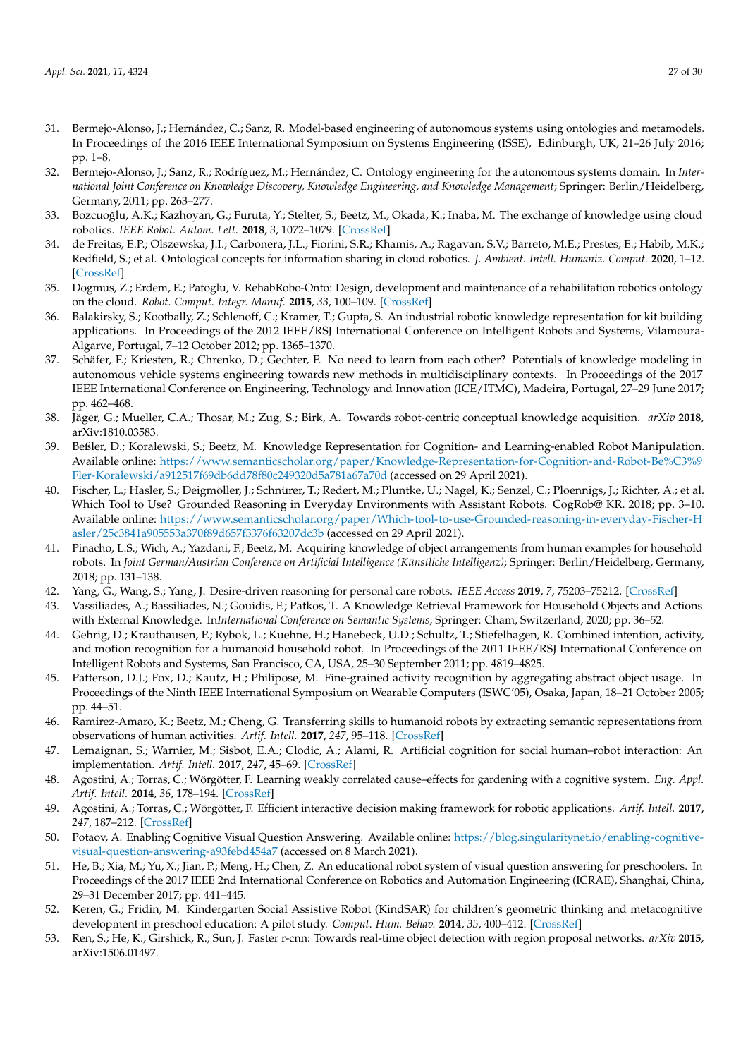31. Bermejo-Alonso, J.; Hernández, C.; Sanz, R. Model-based engineering of autonomous systems using ontologies and metamodels. In Proceedings of the 2016 IEEE International Symposium on Systems Engineering (ISSE), Edinburgh, UK, 21–26 July 2016; pp. 1–8.
32. Bermejo-Alonso, J.; Sanz, R.; Rodríguez, M.; Hernández, C. Ontology engineering for the autonomous systems domain. In *International Joint Conference on Knowledge Discovery, Knowledge Engineering, and Knowledge Management*; Springer: Berlin/Heidelberg, Germany, 2011; pp. 263–277.
33. Bozcuoğlu, A.K.; Kazhoyan, G.; Furuta, Y.; Stelter, S.; Beetz, M.; Okada, K.; Inaba, M. The exchange of knowledge using cloud robotics. *IEEE Robot. Autom. Lett.* **2018**, *3*, 1072–1079. [CrossRef]
34. de Freitas, E.P.; Olszewska, J.I.; Carbonera, J.L.; Fiorini, S.R.; Khamis, A.; Ragavan, S.V.; Barreto, M.E.; Prestes, E.; Habib, M.K.; Redfield, S.; et al. Ontological concepts for information sharing in cloud robotics. *J. Ambient. Intell. Humaniz. Comput.* **2020**, 1–12. [CrossRef]
35. Dogmus, Z.; Erdem, E.; Patoglu, V. RehabRobo-Onto: Design, development and maintenance of a rehabilitation robotics ontology on the cloud. *Robot. Comput. Integr. Manuf.* **2015**, *33*, 100–109. [CrossRef]
36. Balakirsky, S.; Kootbally, Z.; Schlenoff, C.; Kramer, T.; Gupta, S. An industrial robotic knowledge representation for kit building applications. In Proceedings of the 2012 IEEE/RSJ International Conference on Intelligent Robots and Systems, Vilamoura-Algarve, Portugal, 7–12 October 2012; pp. 1365–1370.
37. Schäfer, F.; Kriesten, R.; Chrenko, D.; Gechter, F. No need to learn from each other? Potentials of knowledge modeling in autonomous vehicle systems engineering towards new methods in multidisciplinary contexts. In Proceedings of the 2017 IEEE International Conference on Engineering, Technology and Innovation (ICE/ITMC), Madeira, Portugal, 27–29 June 2017; pp. 462–468.
38. Jäger, G.; Mueller, C.A.; Thosar, M.; Zug, S.; Birk, A. Towards robot-centric conceptual knowledge acquisition. *arXiv* **2018**, arXiv:1810.03583.
39. Beßler, D.; Koralewski, S.; Beetz, M. Knowledge Representation for Cognition- and Learning-enabled Robot Manipulation. Available online: https://www.semanticscholar.org/paper/Knowledge-Representation-for-Cognition-and-Robot-Be%C3%9Fler-Koralewski/a912517f69db6dd78f80c249320d5a781a67a70d (accessed on 29 April 2021).
40. Fischer, L.; Hasler, S.; Deigmöller, J.; Schnürer, T.; Redert, M.; Pluntke, U.; Nagel, K.; Senzel, C.; Ploennigs, J.; Richter, A.; et al. Which Tool to Use? Grounded Reasoning in Everyday Environments with Assistant Robots. CogRob@ KR. 2018; pp. 3–10. Available online: https://www.semanticscholar.org/paper/Which-tool-to-use-Grounded-reasoning-in-everyday-Fischer-Hasler/25c3841a905553a370f89d657f3376f63207dc3b (accessed on 29 April 2021).
41. Pinacho, L.S.; Wich, A.; Yazdani, F.; Beetz, M. Acquiring knowledge of object arrangements from human examples for household robots. In *Joint German/Austrian Conference on Artificial Intelligence (Künstliche Intelligenz)*; Springer: Berlin/Heidelberg, Germany, 2018; pp. 131–138.
42. Yang, G.; Wang, S.; Yang, J. Desire-driven reasoning for personal care robots. *IEEE Access* **2019**, *7*, 75203–75212. [CrossRef]
43. Vassiliades, A.; Bassiliades, N.; Gouidis, F.; Patkos, T. A Knowledge Retrieval Framework for Household Objects and Actions with External Knowledge. In*International Conference on Semantic Systems*; Springer: Cham, Switzerland, 2020; pp. 36–52.
44. Gehrig, D.; Krauthausen, P.; Rybok, L.; Kuehne, H.; Hanebeck, U.D.; Schultz, T.; Stiefelhagen, R. Combined intention, activity, and motion recognition for a humanoid household robot. In Proceedings of the 2011 IEEE/RSJ International Conference on Intelligent Robots and Systems, San Francisco, CA, USA, 25–30 September 2011; pp. 4819–4825.
45. Patterson, D.J.; Fox, D.; Kautz, H.; Philipose, M. Fine-grained activity recognition by aggregating abstract object usage. In Proceedings of the Ninth IEEE International Symposium on Wearable Computers (ISWC'05), Osaka, Japan, 18–21 October 2005; pp. 44–51.
46. Ramirez-Amaro, K.; Beetz, M.; Cheng, G. Transferring skills to humanoid robots by extracting semantic representations from observations of human activities. *Artif. Intell.* **2017**, *247*, 95–118. [CrossRef]
47. Lemaignan, S.; Warnier, M.; Sisbot, E.A.; Clodic, A.; Alami, R. Artificial cognition for social human–robot interaction: An implementation. *Artif. Intell.* **2017**, *247*, 45–69. [CrossRef]
48. Agostini, A.; Torras, C.; Wörgötter, F. Learning weakly correlated cause–effects for gardening with a cognitive system. *Eng. Appl. Artif. Intell.* **2014**, *36*, 178–194. [CrossRef]
49. Agostini, A.; Torras, C.; Wörgötter, F. Efficient interactive decision making framework for robotic applications. *Artif. Intell.* **2017**, *247*, 187–212. [CrossRef]
50. Potaov, A. Enabling Cognitive Visual Question Answering. Available online: https://blog.singularitynet.io/enabling-cognitive-visual-question-answering-a93febd454a7 (accessed on 8 March 2021).
51. He, B.; Xia, M.; Yu, X.; Jian, P.; Meng, H.; Chen, Z. An educational robot system of visual question answering for preschoolers. In Proceedings of the 2017 IEEE 2nd International Conference on Robotics and Automation Engineering (ICRAE), Shanghai, China, 29–31 December 2017; pp. 441–445.
52. Keren, G.; Fridin, M. Kindergarten Social Assistive Robot (KindSAR) for children's geometric thinking and metacognitive development in preschool education: A pilot study. *Comput. Hum. Behav.* **2014**, *35*, 400–412. [CrossRef]
53. Ren, S.; He, K.; Girshick, R.; Sun, J. Faster r-cnn: Towards real-time object detection with region proposal networks. *arXiv* **2015**, arXiv:1506.01497.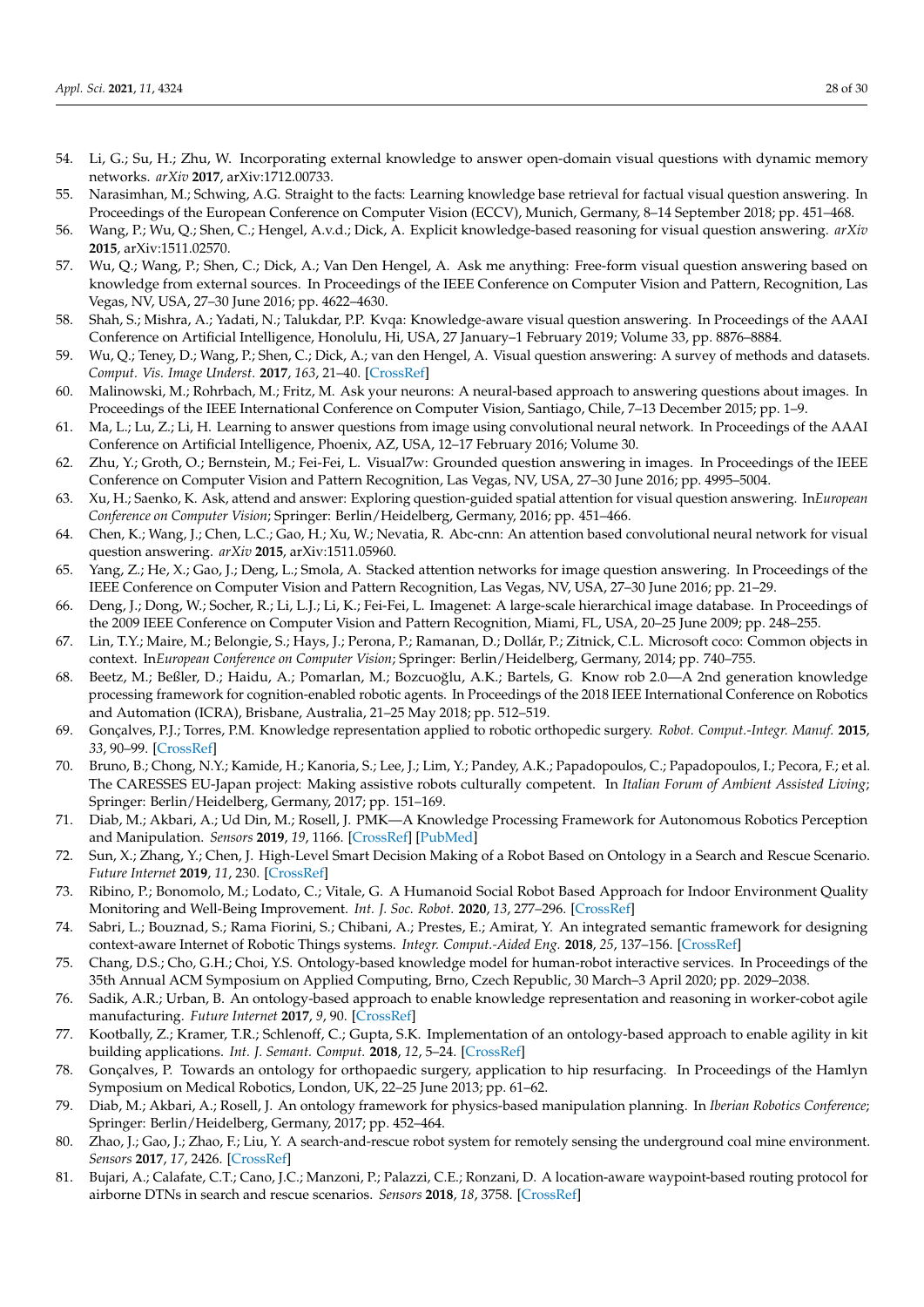54. Li, G.; Su, H.; Zhu, W. Incorporating external knowledge to answer open-domain visual questions with dynamic memory networks. *arXiv* **2017**, arXiv:1712.00733.
55. Narasimhan, M.; Schwing, A.G. Straight to the facts: Learning knowledge base retrieval for factual visual question answering. In Proceedings of the European Conference on Computer Vision (ECCV), Munich, Germany, 8–14 September 2018; pp. 451–468.
56. Wang, P.; Wu, Q.; Shen, C.; Hengel, A.v.d.; Dick, A. Explicit knowledge-based reasoning for visual question answering. *arXiv* **2015**, arXiv:1511.02570.
57. Wu, Q.; Wang, P.; Shen, C.; Dick, A.; Van Den Hengel, A. Ask me anything: Free-form visual question answering based on knowledge from external sources. In Proceedings of the IEEE Conference on Computer Vision and Pattern, Recognition, Las Vegas, NV, USA, 27–30 June 2016; pp. 4622–4630.
58. Shah, S.; Mishra, A.; Yadati, N.; Talukdar, P.P. Kvqa: Knowledge-aware visual question answering. In Proceedings of the AAAI Conference on Artificial Intelligence, Honolulu, Hi, USA, 27 January–1 February 2019; Volume 33, pp. 8876–8884.
59. Wu, Q.; Teney, D.; Wang, P.; Shen, C.; Dick, A.; van den Hengel, A. Visual question answering: A survey of methods and datasets. *Comput. Vis. Image Underst.* **2017**, *163*, 21–40. [CrossRef]
60. Malinowski, M.; Rohrbach, M.; Fritz, M. Ask your neurons: A neural-based approach to answering questions about images. In Proceedings of the IEEE International Conference on Computer Vision, Santiago, Chile, 7–13 December 2015; pp. 1–9.
61. Ma, L.; Lu, Z.; Li, H. Learning to answer questions from image using convolutional neural network. In Proceedings of the AAAI Conference on Artificial Intelligence, Phoenix, AZ, USA, 12–17 February 2016; Volume 30.
62. Zhu, Y.; Groth, O.; Bernstein, M.; Fei-Fei, L. Visual7w: Grounded question answering in images. In Proceedings of the IEEE Conference on Computer Vision and Pattern Recognition, Las Vegas, NV, USA, 27–30 June 2016; pp. 4995–5004.
63. Xu, H.; Saenko, K. Ask, attend and answer: Exploring question-guided spatial attention for visual question answering. In*European Conference on Computer Vision*; Springer: Berlin/Heidelberg, Germany, 2016; pp. 451–466.
64. Chen, K.; Wang, J.; Chen, L.C.; Gao, H.; Xu, W.; Nevatia, R. Abc-cnn: An attention based convolutional neural network for visual question answering. *arXiv* **2015**, arXiv:1511.05960.
65. Yang, Z.; He, X.; Gao, J.; Deng, L.; Smola, A. Stacked attention networks for image question answering. In Proceedings of the IEEE Conference on Computer Vision and Pattern Recognition, Las Vegas, NV, USA, 27–30 June 2016; pp. 21–29.
66. Deng, J.; Dong, W.; Socher, R.; Li, L.J.; Li, K.; Fei-Fei, L. Imagenet: A large-scale hierarchical image database. In Proceedings of the 2009 IEEE Conference on Computer Vision and Pattern Recognition, Miami, FL, USA, 20–25 June 2009; pp. 248–255.
67. Lin, T.Y.; Maire, M.; Belongie, S.; Hays, J.; Perona, P.; Ramanan, D.; Dollár, P.; Zitnick, C.L. Microsoft coco: Common objects in context. In*European Conference on Computer Vision*; Springer: Berlin/Heidelberg, Germany, 2014; pp. 740–755.
68. Beetz, M.; Beßler, D.; Haidu, A.; Pomarlan, M.; Bozcuoğlu, A.K.; Bartels, G. Know rob 2.0—A 2nd generation knowledge processing framework for cognition-enabled robotic agents. In Proceedings of the 2018 IEEE International Conference on Robotics and Automation (ICRA), Brisbane, Australia, 21–25 May 2018; pp. 512–519.
69. Gonçalves, P.J.; Torres, P.M. Knowledge representation applied to robotic orthopedic surgery. *Robot. Comput.-Integr. Manuf.* **2015**, *33*, 90–99. [CrossRef]
70. Bruno, B.; Chong, N.Y.; Kamide, H.; Kanoria, S.; Lee, J.; Lim, Y.; Pandey, A.K.; Papadopoulos, C.; Papadopoulos, I.; Pecora, F.; et al. The CARESSES EU-Japan project: Making assistive robots culturally competent. In *Italian Forum of Ambient Assisted Living*; Springer: Berlin/Heidelberg, Germany, 2017; pp. 151–169.
71. Diab, M.; Akbari, A.; Ud Din, M.; Rosell, J. PMK—A Knowledge Processing Framework for Autonomous Robotics Perception and Manipulation. *Sensors* **2019**, *19*, 1166. [CrossRef] [PubMed]
72. Sun, X.; Zhang, Y.; Chen, J. High-Level Smart Decision Making of a Robot Based on Ontology in a Search and Rescue Scenario. *Future Internet* **2019**, *11*, 230. [CrossRef]
73. Ribino, P.; Bonomolo, M.; Lodato, C.; Vitale, G. A Humanoid Social Robot Based Approach for Indoor Environment Quality Monitoring and Well-Being Improvement. *Int. J. Soc. Robot.* **2020**, *13*, 277–296. [CrossRef]
74. Sabri, L.; Bouznad, S.; Rama Fiorini, S.; Chibani, A.; Prestes, E.; Amirat, Y. An integrated semantic framework for designing context-aware Internet of Robotic Things systems. *Integr. Comput.-Aided Eng.* **2018**, *25*, 137–156. [CrossRef]
75. Chang, D.S.; Cho, G.H.; Choi, Y.S. Ontology-based knowledge model for human-robot interactive services. In Proceedings of the 35th Annual ACM Symposium on Applied Computing, Brno, Czech Republic, 30 March–3 April 2020; pp. 2029–2038.
76. Sadik, A.R.; Urban, B. An ontology-based approach to enable knowledge representation and reasoning in worker-cobot agile manufacturing. *Future Internet* **2017**, *9*, 90. [CrossRef]
77. Kootbally, Z.; Kramer, T.R.; Schlenoff, C.; Gupta, S.K. Implementation of an ontology-based approach to enable agility in kit building applications. *Int. J. Semant. Comput.* **2018**, *12*, 5–24. [CrossRef]
78. Gonçalves, P. Towards an ontology for orthopaedic surgery, application to hip resurfacing. In Proceedings of the Hamlyn Symposium on Medical Robotics, London, UK, 22–25 June 2013; pp. 61–62.
79. Diab, M.; Akbari, A.; Rosell, J. An ontology framework for physics-based manipulation planning. In *Iberian Robotics Conference*; Springer: Berlin/Heidelberg, Germany, 2017; pp. 452–464.
80. Zhao, J.; Gao, J.; Zhao, F.; Liu, Y. A search-and-rescue robot system for remotely sensing the underground coal mine environment. *Sensors* **2017**, *17*, 2426. [CrossRef]
81. Bujari, A.; Calafate, C.T.; Cano, J.C.; Manzoni, P.; Palazzi, C.E.; Ronzani, D. A location-aware waypoint-based routing protocol for airborne DTNs in search and rescue scenarios. *Sensors* **2018**, *18*, 3758. [CrossRef]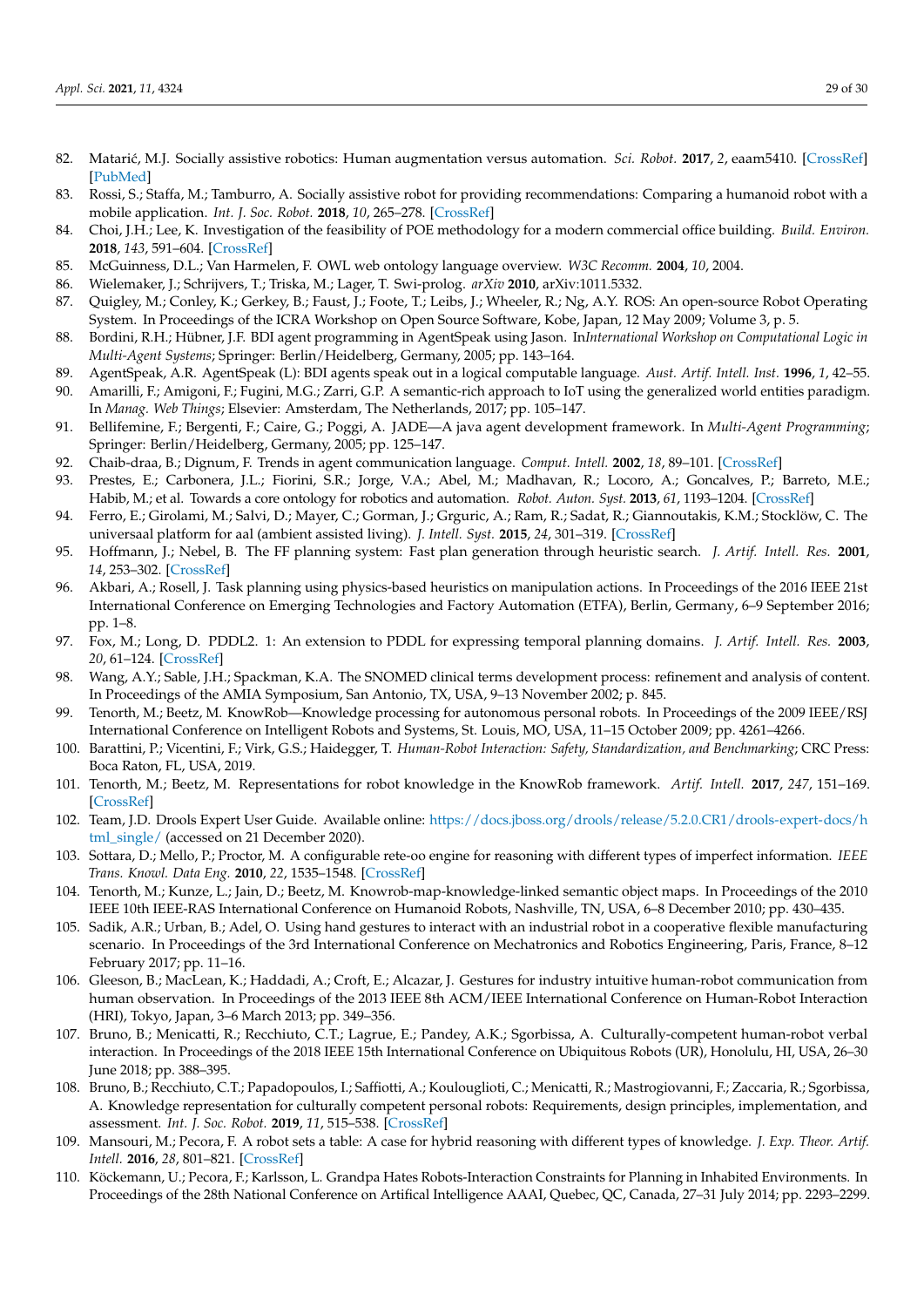82. Matarić, M.J. Socially assistive robotics: Human augmentation versus automation. *Sci. Robot.* **2017**, *2*, eaam5410. [CrossRef] [PubMed]
83. Rossi, S.; Staffa, M.; Tamburro, A. Socially assistive robot for providing recommendations: Comparing a humanoid robot with a mobile application. *Int. J. Soc. Robot.* **2018**, *10*, 265–278. [CrossRef]
84. Choi, J.H.; Lee, K. Investigation of the feasibility of POE methodology for a modern commercial office building. *Build. Environ.* **2018**, *143*, 591–604. [CrossRef]
85. McGuinness, D.L.; Van Harmelen, F. OWL web ontology language overview. *W3C Recomm.* **2004**, *10*, 2004.
86. Wielemaker, J.; Schrijvers, T.; Triska, M.; Lager, T. Swi-prolog. *arXiv* **2010**, arXiv:1011.5332.
87. Quigley, M.; Conley, K.; Gerkey, B.; Faust, J.; Foote, T.; Leibs, J.; Wheeler, R.; Ng, A.Y. ROS: An open-source Robot Operating System. In Proceedings of the ICRA Workshop on Open Source Software, Kobe, Japan, 12 May 2009; Volume 3, p. 5.
88. Bordini, R.H.; Hübner, J.F. BDI agent programming in AgentSpeak using Jason. In*International Workshop on Computational Logic in Multi-Agent Systems*; Springer: Berlin/Heidelberg, Germany, 2005; pp. 143–164.
89. AgentSpeak, A.R. AgentSpeak (L): BDI agents speak out in a logical computable language. *Aust. Artif. Intell. Inst.* **1996**, *1*, 42–55.
90. Amarilli, F.; Amigoni, F.; Fugini, M.G.; Zarri, G.P. A semantic-rich approach to IoT using the generalized world entities paradigm. In *Manag. Web Things*; Elsevier: Amsterdam, The Netherlands, 2017; pp. 105–147.
91. Bellifemine, F.; Bergenti, F.; Caire, G.; Poggi, A. JADE—A java agent development framework. In *Multi-Agent Programming*; Springer: Berlin/Heidelberg, Germany, 2005; pp. 125–147.
92. Chaib-draa, B.; Dignum, F. Trends in agent communication language. *Comput. Intell.* **2002**, *18*, 89–101. [CrossRef]
93. Prestes, E.; Carbonera, J.L.; Fiorini, S.R.; Jorge, V.A.; Abel, M.; Madhavan, R.; Locoro, A.; Goncalves, P.; Barreto, M.E.; Habib, M.; et al. Towards a core ontology for robotics and automation. *Robot. Auton. Syst.* **2013**, *61*, 1193–1204. [CrossRef]
94. Ferro, E.; Girolami, M.; Salvi, D.; Mayer, C.; Gorman, J.; Grguric, A.; Ram, R.; Sadat, R.; Giannoutakis, K.M.; Stocklöw, C. The universaal platform for aal (ambient assisted living). *J. Intell. Syst.* **2015**, *24*, 301–319. [CrossRef]
95. Hoffmann, J.; Nebel, B. The FF planning system: Fast plan generation through heuristic search. *J. Artif. Intell. Res.* **2001**, *14*, 253–302. [CrossRef]
96. Akbari, A.; Rosell, J. Task planning using physics-based heuristics on manipulation actions. In Proceedings of the 2016 IEEE 21st International Conference on Emerging Technologies and Factory Automation (ETFA), Berlin, Germany, 6–9 September 2016; pp. 1–8.
97. Fox, M.; Long, D. PDDL2. 1: An extension to PDDL for expressing temporal planning domains. *J. Artif. Intell. Res.* **2003**, *20*, 61–124. [CrossRef]
98. Wang, A.Y.; Sable, J.H.; Spackman, K.A. The SNOMED clinical terms development process: refinement and analysis of content. In Proceedings of the AMIA Symposium, San Antonio, TX, USA, 9–13 November 2002; p. 845.
99. Tenorth, M.; Beetz, M. KnowRob—Knowledge processing for autonomous personal robots. In Proceedings of the 2009 IEEE/RSJ International Conference on Intelligent Robots and Systems, St. Louis, MO, USA, 11–15 October 2009; pp. 4261–4266.
100. Barattini, P.; Vicentini, F.; Virk, G.S.; Haidegger, T. *Human-Robot Interaction: Safety, Standardization, and Benchmarking*; CRC Press: Boca Raton, FL, USA, 2019.
101. Tenorth, M.; Beetz, M. Representations for robot knowledge in the KnowRob framework. *Artif. Intell.* **2017**, *247*, 151–169. [CrossRef]
102. Team, J.D. Drools Expert User Guide. Available online: https://docs.jboss.org/drools/release/5.2.0.CR1/drools-expert-docs/html_single/ (accessed on 21 December 2020).
103. Sottara, D.; Mello, P.; Proctor, M. A configurable rete-oo engine for reasoning with different types of imperfect information. *IEEE Trans. Knowl. Data Eng.* **2010**, *22*, 1535–1548. [CrossRef]
104. Tenorth, M.; Kunze, L.; Jain, D.; Beetz, M. Knowrob-map-knowledge-linked semantic object maps. In Proceedings of the 2010 IEEE 10th IEEE-RAS International Conference on Humanoid Robots, Nashville, TN, USA, 6–8 December 2010; pp. 430–435.
105. Sadik, A.R.; Urban, B.; Adel, O. Using hand gestures to interact with an industrial robot in a cooperative flexible manufacturing scenario. In Proceedings of the 3rd International Conference on Mechatronics and Robotics Engineering, Paris, France, 8–12 February 2017; pp. 11–16.
106. Gleeson, B.; MacLean, K.; Haddadi, A.; Croft, E.; Alcazar, J. Gestures for industry intuitive human-robot communication from human observation. In Proceedings of the 2013 IEEE 8th ACM/IEEE International Conference on Human-Robot Interaction (HRI), Tokyo, Japan, 3–6 March 2013; pp. 349–356.
107. Bruno, B.; Menicatti, R.; Recchiuto, C.T.; Lagrue, E.; Pandey, A.K.; Sgorbissa, A. Culturally-competent human-robot verbal interaction. In Proceedings of the 2018 IEEE 15th International Conference on Ubiquitous Robots (UR), Honolulu, HI, USA, 26–30 June 2018; pp. 388–395.
108. Bruno, B.; Recchiuto, C.T.; Papadopoulos, I.; Saffiotti, A.; Koulouglioti, C.; Menicatti, R.; Mastrogiovanni, F.; Zaccaria, R.; Sgorbissa, A. Knowledge representation for culturally competent personal robots: Requirements, design principles, implementation, and assessment. *Int. J. Soc. Robot.* **2019**, *11*, 515–538. [CrossRef]
109. Mansouri, M.; Pecora, F. A robot sets a table: A case for hybrid reasoning with different types of knowledge. *J. Exp. Theor. Artif. Intell.* **2016**, *28*, 801–821. [CrossRef]
110. Köckemann, U.; Pecora, F.; Karlsson, L. Grandpa Hates Robots-Interaction Constraints for Planning in Inhabited Environments. In Proceedings of the 28th National Conference on Artifical Intelligence AAAI, Quebec, QC, Canada, 27–31 July 2014; pp. 2293–2299.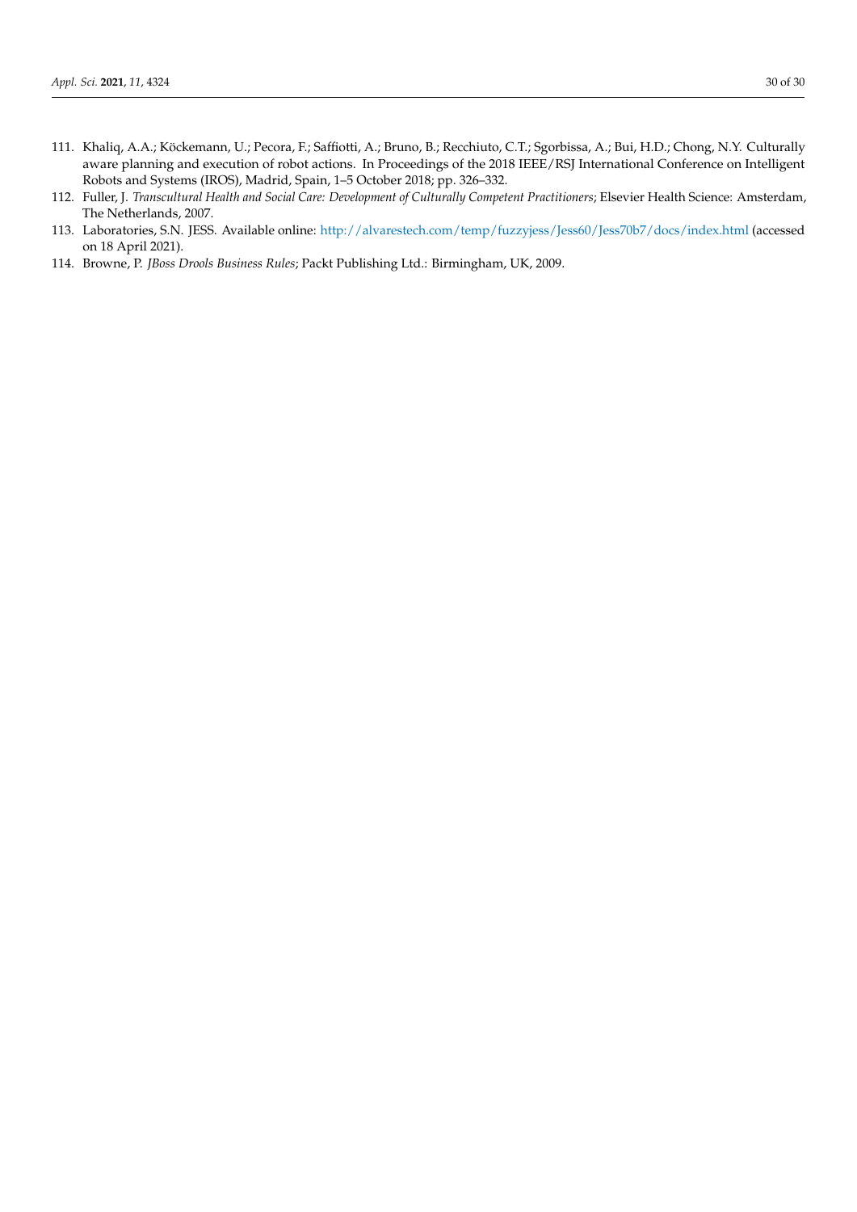111. Khaliq, A.A.; Köckemann, U.; Pecora, F.; Saffiotti, A.; Bruno, B.; Recchiuto, C.T.; Sgorbissa, A.; Bui, H.D.; Chong, N.Y. Culturally aware planning and execution of robot actions. In Proceedings of the 2018 IEEE/RSJ International Conference on Intelligent Robots and Systems (IROS), Madrid, Spain, 1–5 October 2018; pp. 326–332.
112. Fuller, J. *Transcultural Health and Social Care: Development of Culturally Competent Practitioners*; Elsevier Health Science: Amsterdam, The Netherlands, 2007.
113. Laboratories, S.N. JESS. Available online: http://alvarestech.com/temp/fuzzyjess/Jess60/Jess70b7/docs/index.html (accessed on 18 April 2021).
114. Browne, P. *JBoss Drools Business Rules*; Packt Publishing Ltd.: Birmingham, UK, 2009.